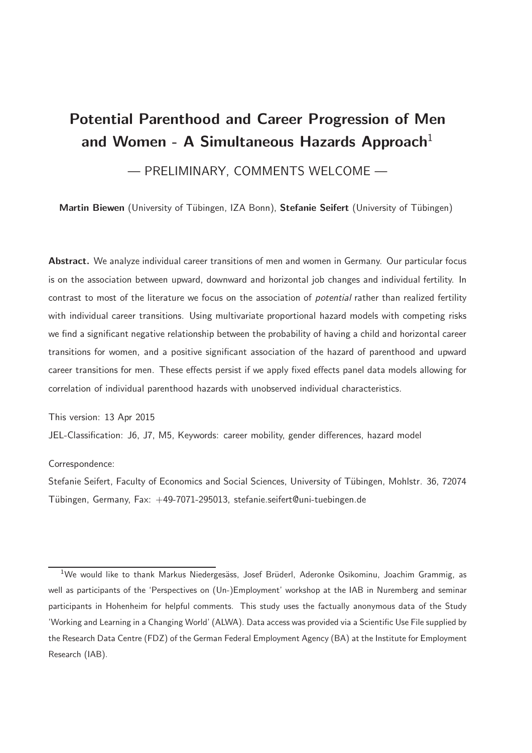# Potential Parenthood and Career Progression of Men and Women - A Simultaneous Hazards Approach[1]

— PRELIMINARY, COMMENTS WELCOME —

**Martin Biewen** (University of Tübingen, IZA Bonn), **Stefanie Seifert** (University of Tübingen)

**Abstract.** We analyze individual career transitions of men and women in Germany. Our particular focus is on the association between upward, downward and horizontal job changes and individual fertility. In contrast to most of the literature we focus on the association of *potential* rather than realized fertility with individual career transitions. Using multivariate proportional hazard models with competing risks we find a significant negative relationship between the probability of having a child and horizontal career transitions for women, and a positive significant association of the hazard of parenthood and upward career transitions for men. These effects persist if we apply fixed effects panel data models allowing for correlation of individual parenthood hazards with unobserved individual characteristics.

This version: 13 Apr 2015

JEL-Classification: J6, J7, M5, Keywords: career mobility, gender differences, hazard model

Correspondence:

Stefanie Seifert, Faculty of Economics and Social Sciences, University of Tübingen, Mohlstr. 36, 72074 Tübingen, Germany, Fax: +49-7071-295013, stefanie.seifert@uni-tuebingen.de

---

[1] We would like to thank Markus Niedergesäss, Josef Brüderl, Aderonke Osikominu, Joachim Grammig, as well as participants of the 'Perspectives on (Un-)Employment' workshop at the IAB in Nuremberg and seminar participants in Hohenheim for helpful comments. This study uses the factually anonymous data of the Study 'Working and Learning in a Changing World' (ALWA). Data access was provided via a Scientific Use File supplied by the Research Data Centre (FDZ) of the German Federal Employment Agency (BA) at the Institute for Employment Research (IAB).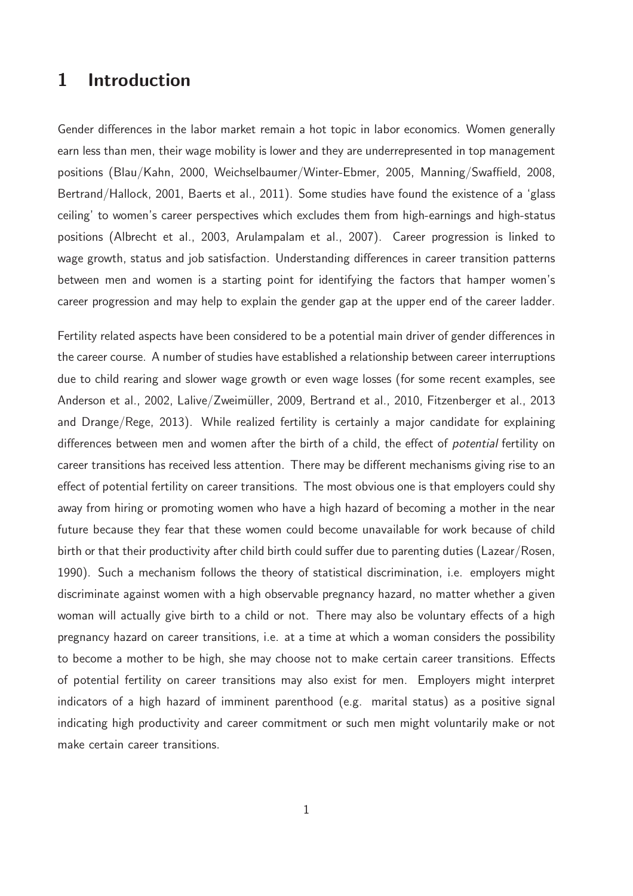# 1 Introduction

Gender differences in the labor market remain a hot topic in labor economics. Women generally earn less than men, their wage mobility is lower and they are underrepresented in top management positions (Blau/Kahn, 2000, Weichselbaumer/Winter-Ebmer, 2005, Manning/Swaffield, 2008, Bertrand/Hallock, 2001, Baerts et al., 2011). Some studies have found the existence of a 'glass ceiling' to women's career perspectives which excludes them from high-earnings and high-status positions (Albrecht et al., 2003, Arulampalam et al., 2007). Career progression is linked to wage growth, status and job satisfaction. Understanding differences in career transition patterns between men and women is a starting point for identifying the factors that hamper women's career progression and may help to explain the gender gap at the upper end of the career ladder.

Fertility related aspects have been considered to be a potential main driver of gender differences in the career course. A number of studies have established a relationship between career interruptions due to child rearing and slower wage growth or even wage losses (for some recent examples, see Anderson et al., 2002, Lalive/Zweimüller, 2009, Bertrand et al., 2010, Fitzenberger et al., 2013 and Drange/Rege, 2013). While realized fertility is certainly a major candidate for explaining differences between men and women after the birth of a child, the effect of *potential* fertility on career transitions has received less attention. There may be different mechanisms giving rise to an effect of potential fertility on career transitions. The most obvious one is that employers could shy away from hiring or promoting women who have a high hazard of becoming a mother in the near future because they fear that these women could become unavailable for work because of child birth or that their productivity after child birth could suffer due to parenting duties (Lazear/Rosen, 1990). Such a mechanism follows the theory of statistical discrimination, i.e. employers might discriminate against women with a high observable pregnancy hazard, no matter whether a given woman will actually give birth to a child or not. There may also be voluntary effects of a high pregnancy hazard on career transitions, i.e. at a time at which a woman considers the possibility to become a mother to be high, she may choose not to make certain career transitions. Effects of potential fertility on career transitions may also exist for men. Employers might interpret indicators of a high hazard of imminent parenthood (e.g. marital status) as a positive signal indicating high productivity and career commitment or such men might voluntarily make or not make certain career transitions.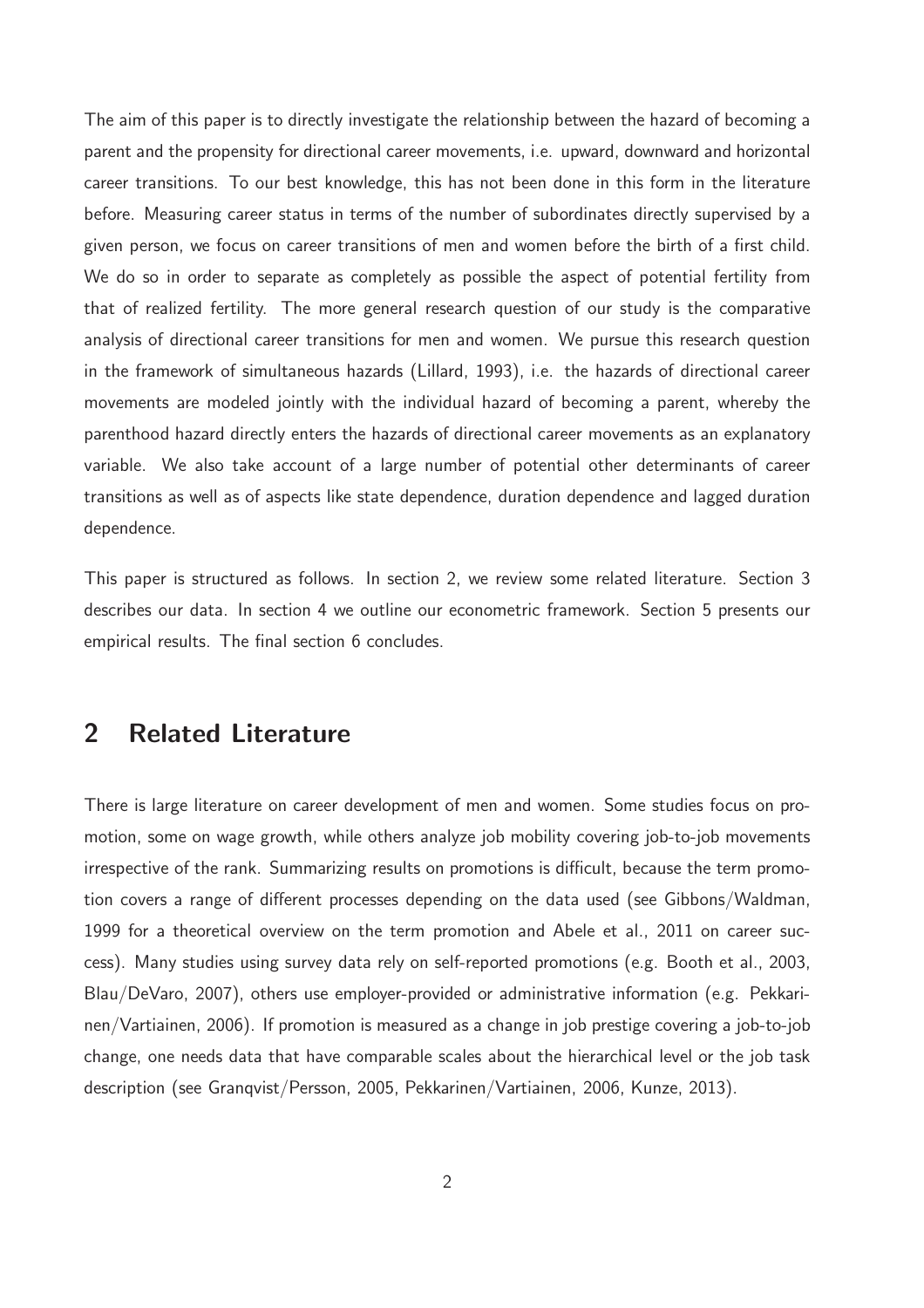The aim of this paper is to directly investigate the relationship between the hazard of becoming a parent and the propensity for directional career movements, i.e. upward, downward and horizontal career transitions. To our best knowledge, this has not been done in this form in the literature before. Measuring career status in terms of the number of subordinates directly supervised by a given person, we focus on career transitions of men and women before the birth of a first child. We do so in order to separate as completely as possible the aspect of potential fertility from that of realized fertility. The more general research question of our study is the comparative analysis of directional career transitions for men and women. We pursue this research question in the framework of simultaneous hazards (Lillard, 1993), i.e. the hazards of directional career movements are modeled jointly with the individual hazard of becoming a parent, whereby the parenthood hazard directly enters the hazards of directional career movements as an explanatory variable. We also take account of a large number of potential other determinants of career transitions as well as of aspects like state dependence, duration dependence and lagged duration dependence.

This paper is structured as follows. In section 2, we review some related literature. Section 3 describes our data. In section 4 we outline our econometric framework. Section 5 presents our empirical results. The final section 6 concludes.

## 2 Related Literature

There is large literature on career development of men and women. Some studies focus on promotion, some on wage growth, while others analyze job mobility covering job-to-job movements irrespective of the rank. Summarizing results on promotions is difficult, because the term promotion covers a range of different processes depending on the data used (see Gibbons/Waldman, 1999 for a theoretical overview on the term promotion and Abele et al., 2011 on career success). Many studies using survey data rely on self-reported promotions (e.g. Booth et al., 2003, Blau/DeVaro, 2007), others use employer-provided or administrative information (e.g. Pekkarinen/Vartiainen, 2006). If promotion is measured as a change in job prestige covering a job-to-job change, one needs data that have comparable scales about the hierarchical level or the job task description (see Granqvist/Persson, 2005, Pekkarinen/Vartiainen, 2006, Kunze, 2013).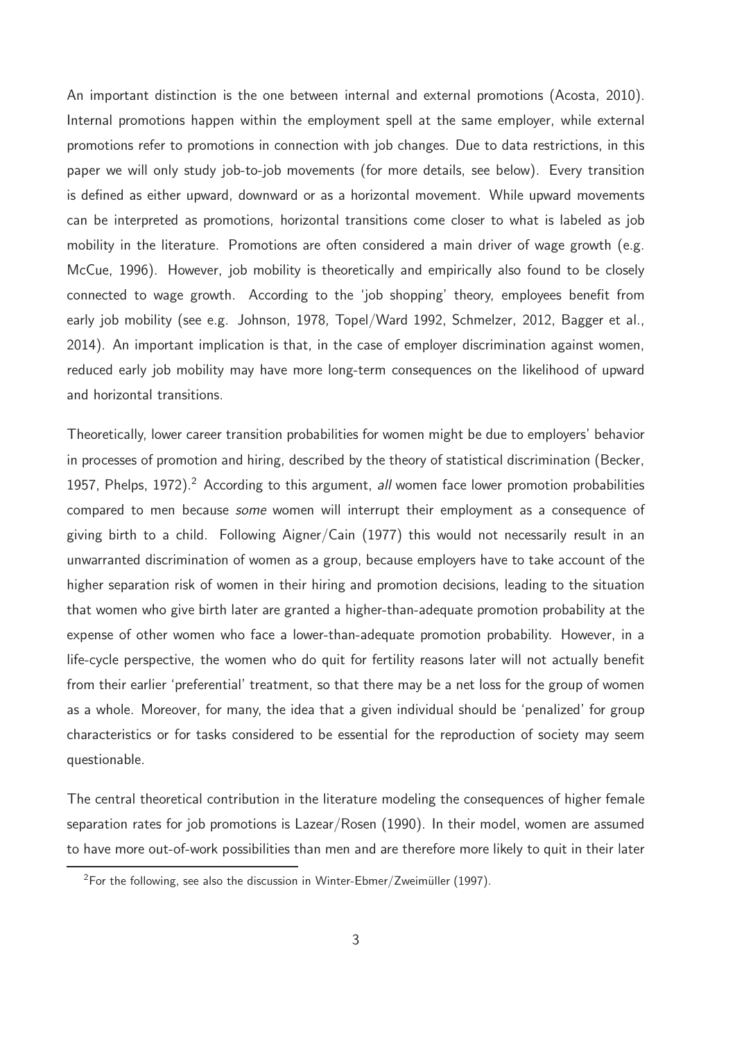An important distinction is the one between internal and external promotions (Acosta, 2010). Internal promotions happen within the employment spell at the same employer, while external promotions refer to promotions in connection with job changes. Due to data restrictions, in this paper we will only study job-to-job movements (for more details, see below). Every transition is defined as either upward, downward or as a horizontal movement. While upward movements can be interpreted as promotions, horizontal transitions come closer to what is labeled as job mobility in the literature. Promotions are often considered a main driver of wage growth (e.g. McCue, 1996). However, job mobility is theoretically and empirically also found to be closely connected to wage growth. According to the 'job shopping' theory, employees benefit from early job mobility (see e.g. Johnson, 1978, Topel/Ward 1992, Schmelzer, 2012, Bagger et al., 2014). An important implication is that, in the case of employer discrimination against women, reduced early job mobility may have more long-term consequences on the likelihood of upward and horizontal transitions.

Theoretically, lower career transition probabilities for women might be due to employers' behavior in processes of promotion and hiring, described by the theory of statistical discrimination (Becker, 1957, Phelps, 1972).[2] According to this argument, *all* women face lower promotion probabilities compared to men because *some* women will interrupt their employment as a consequence of giving birth to a child. Following Aigner/Cain (1977) this would not necessarily result in an unwarranted discrimination of women as a group, because employers have to take account of the higher separation risk of women in their hiring and promotion decisions, leading to the situation that women who give birth later are granted a higher-than-adequate promotion probability at the expense of other women who face a lower-than-adequate promotion probability. However, in a life-cycle perspective, the women who do quit for fertility reasons later will not actually benefit from their earlier 'preferential' treatment, so that there may be a net loss for the group of women as a whole. Moreover, for many, the idea that a given individual should be 'penalized' for group characteristics or for tasks considered to be essential for the reproduction of society may seem questionable.

The central theoretical contribution in the literature modeling the consequences of higher female separation rates for job promotions is Lazear/Rosen (1990). In their model, women are assumed to have more out-of-work possibilities than men and are therefore more likely to quit in their later

[2] For the following, see also the discussion in Winter-Ebmer/Zweimüller (1997).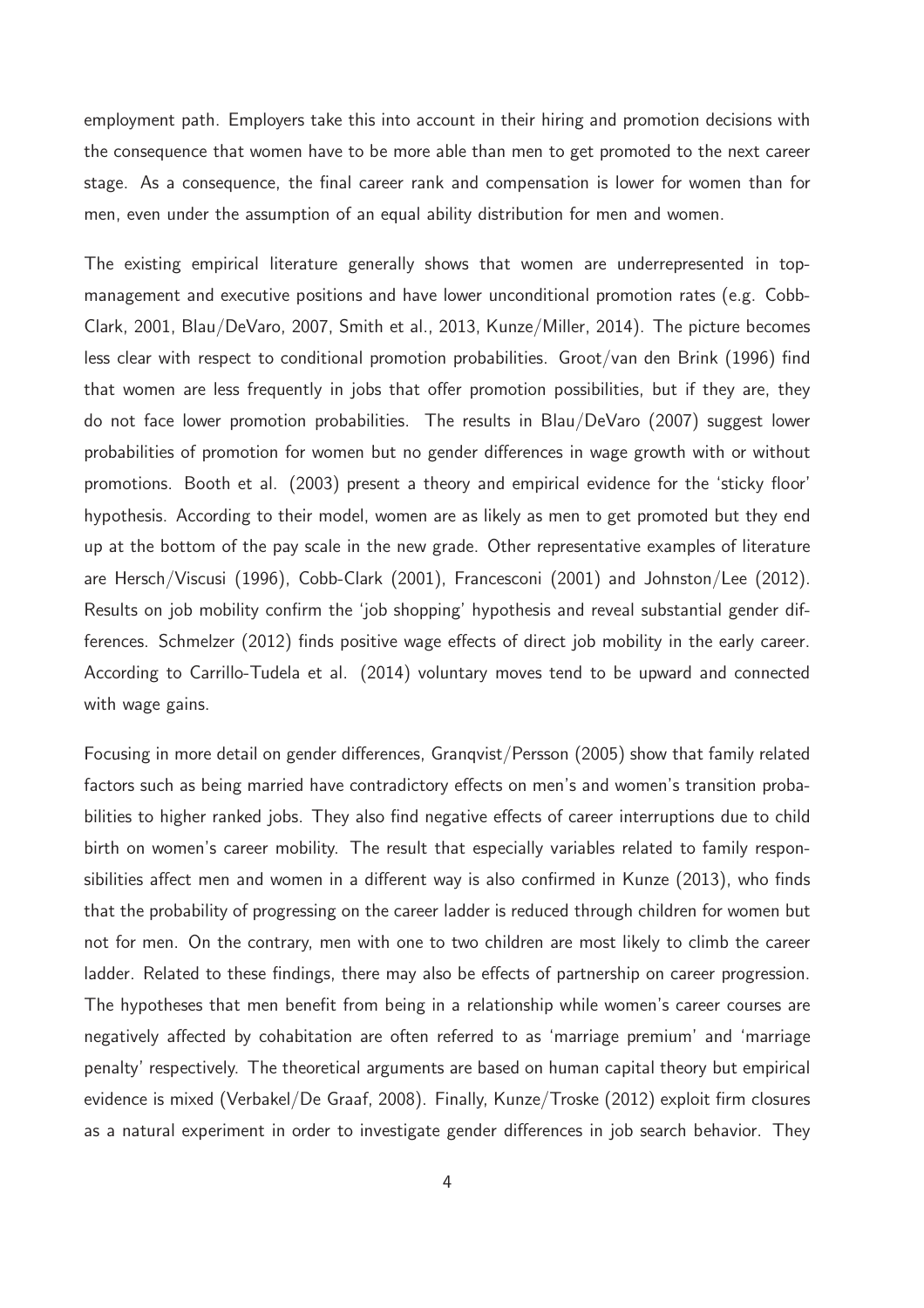employment path. Employers take this into account in their hiring and promotion decisions with the consequence that women have to be more able than men to get promoted to the next career stage. As a consequence, the final career rank and compensation is lower for women than for men, even under the assumption of an equal ability distribution for men and women.

The existing empirical literature generally shows that women are underrepresented in top-management and executive positions and have lower unconditional promotion rates (e.g. Cobb-Clark, 2001, Blau/DeVaro, 2007, Smith et al., 2013, Kunze/Miller, 2014). The picture becomes less clear with respect to conditional promotion probabilities. Groot/van den Brink (1996) find that women are less frequently in jobs that offer promotion possibilities, but if they are, they do not face lower promotion probabilities. The results in Blau/DeVaro (2007) suggest lower probabilities of promotion for women but no gender differences in wage growth with or without promotions. Booth et al. (2003) present a theory and empirical evidence for the 'sticky floor' hypothesis. According to their model, women are as likely as men to get promoted but they end up at the bottom of the pay scale in the new grade. Other representative examples of literature are Hersch/Viscusi (1996), Cobb-Clark (2001), Francesconi (2001) and Johnston/Lee (2012). Results on job mobility confirm the 'job shopping' hypothesis and reveal substantial gender differences. Schmelzer (2012) finds positive wage effects of direct job mobility in the early career. According to Carrillo-Tudela et al. (2014) voluntary moves tend to be upward and connected with wage gains.

Focusing in more detail on gender differences, Granqvist/Persson (2005) show that family related factors such as being married have contradictory effects on men's and women's transition probabilities to higher ranked jobs. They also find negative effects of career interruptions due to child birth on women's career mobility. The result that especially variables related to family responsibilities affect men and women in a different way is also confirmed in Kunze (2013), who finds that the probability of progressing on the career ladder is reduced through children for women but not for men. On the contrary, men with one to two children are most likely to climb the career ladder. Related to these findings, there may also be effects of partnership on career progression. The hypotheses that men benefit from being in a relationship while women's career courses are negatively affected by cohabitation are often referred to as 'marriage premium' and 'marriage penalty' respectively. The theoretical arguments are based on human capital theory but empirical evidence is mixed (Verbakel/De Graaf, 2008). Finally, Kunze/Troske (2012) exploit firm closures as a natural experiment in order to investigate gender differences in job search behavior. They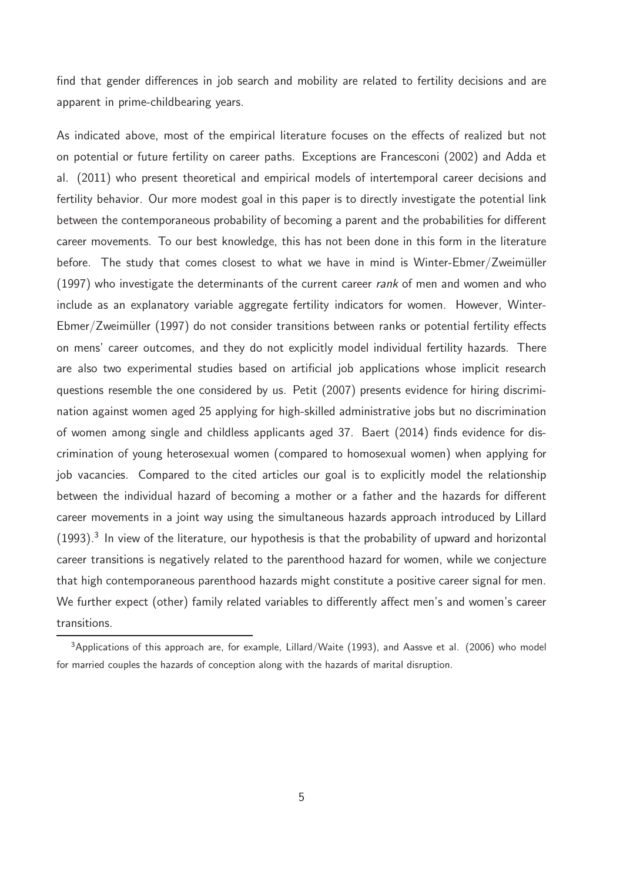find that gender differences in job search and mobility are related to fertility decisions and are apparent in prime-childbearing years.

As indicated above, most of the empirical literature focuses on the effects of realized but not on potential or future fertility on career paths. Exceptions are Francesconi (2002) and Adda et al. (2011) who present theoretical and empirical models of intertemporal career decisions and fertility behavior. Our more modest goal in this paper is to directly investigate the potential link between the contemporaneous probability of becoming a parent and the probabilities for different career movements. To our best knowledge, this has not been done in this form in the literature before. The study that comes closest to what we have in mind is Winter-Ebmer/Zweimüller (1997) who investigate the determinants of the current career *rank* of men and women and who include as an explanatory variable aggregate fertility indicators for women. However, Winter-Ebmer/Zweimüller (1997) do not consider transitions between ranks or potential fertility effects on mens' career outcomes, and they do not explicitly model individual fertility hazards. There are also two experimental studies based on artificial job applications whose implicit research questions resemble the one considered by us. Petit (2007) presents evidence for hiring discrimination against women aged 25 applying for high-skilled administrative jobs but no discrimination of women among single and childless applicants aged 37. Baert (2014) finds evidence for discrimination of young heterosexual women (compared to homosexual women) when applying for job vacancies. Compared to the cited articles our goal is to explicitly model the relationship between the individual hazard of becoming a mother or a father and the hazards for different career movements in a joint way using the simultaneous hazards approach introduced by Lillard (1993).[3] In view of the literature, our hypothesis is that the probability of upward and horizontal career transitions is negatively related to the parenthood hazard for women, while we conjecture that high contemporaneous parenthood hazards might constitute a positive career signal for men. We further expect (other) family related variables to differently affect men's and women's career transitions.

[3]Applications of this approach are, for example, Lillard/Waite (1993), and Aassve et al. (2006) who model for married couples the hazards of conception along with the hazards of marital disruption.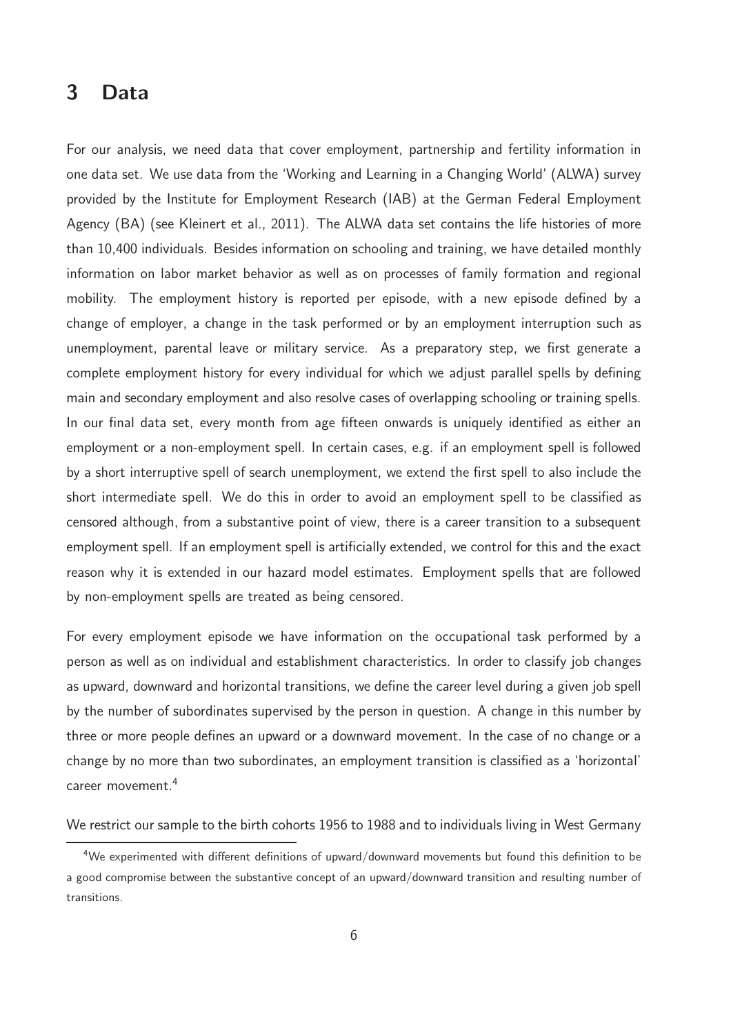# 3 Data

For our analysis, we need data that cover employment, partnership and fertility information in one data set. We use data from the 'Working and Learning in a Changing World' (ALWA) survey provided by the Institute for Employment Research (IAB) at the German Federal Employment Agency (BA) (see Kleinert et al., 2011). The ALWA data set contains the life histories of more than 10,400 individuals. Besides information on schooling and training, we have detailed monthly information on labor market behavior as well as on processes of family formation and regional mobility. The employment history is reported per episode, with a new episode defined by a change of employer, a change in the task performed or by an employment interruption such as unemployment, parental leave or military service. As a preparatory step, we first generate a complete employment history for every individual for which we adjust parallel spells by defining main and secondary employment and also resolve cases of overlapping schooling or training spells. In our final data set, every month from age fifteen onwards is uniquely identified as either an employment or a non-employment spell. In certain cases, e.g. if an employment spell is followed by a short interruptive spell of search unemployment, we extend the first spell to also include the short intermediate spell. We do this in order to avoid an employment spell to be classified as censored although, from a substantive point of view, there is a career transition to a subsequent employment spell. If an employment spell is artificially extended, we control for this and the exact reason why it is extended in our hazard model estimates. Employment spells that are followed by non-employment spells are treated as being censored.

For every employment episode we have information on the occupational task performed by a person as well as on individual and establishment characteristics. In order to classify job changes as upward, downward and horizontal transitions, we define the career level during a given job spell by the number of subordinates supervised by the person in question. A change in this number by three or more people defines an upward or a downward movement. In the case of no change or a change by no more than two subordinates, an employment transition is classified as a 'horizontal' career movement.[4]

We restrict our sample to the birth cohorts 1956 to 1988 and to individuals living in West Germany

[4] We experimented with different definitions of upward/downward movements but found this definition to be a good compromise between the substantive concept of an upward/downward transition and resulting number of transitions.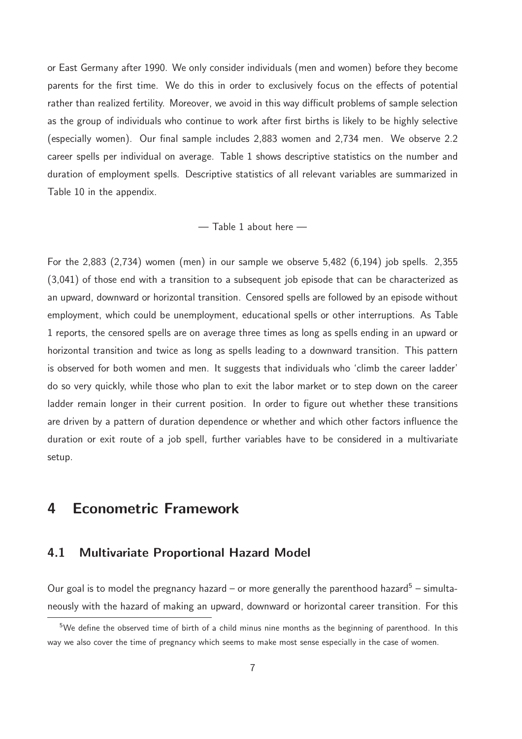or East Germany after 1990. We only consider individuals (men and women) before they become parents for the first time. We do this in order to exclusively focus on the effects of potential rather than realized fertility. Moreover, we avoid in this way difficult problems of sample selection as the group of individuals who continue to work after first births is likely to be highly selective (especially women). Our final sample includes 2,883 women and 2,734 men. We observe 2.2 career spells per individual on average. Table 1 shows descriptive statistics on the number and duration of employment spells. Descriptive statistics of all relevant variables are summarized in Table 10 in the appendix.

— Table 1 about here —

For the 2,883 (2,734) women (men) in our sample we observe 5,482 (6,194) job spells. 2,355 (3,041) of those end with a transition to a subsequent job episode that can be characterized as an upward, downward or horizontal transition. Censored spells are followed by an episode without employment, which could be unemployment, educational spells or other interruptions. As Table 1 reports, the censored spells are on average three times as long as spells ending in an upward or horizontal transition and twice as long as spells leading to a downward transition. This pattern is observed for both women and men. It suggests that individuals who 'climb the career ladder' do so very quickly, while those who plan to exit the labor market or to step down on the career ladder remain longer in their current position. In order to figure out whether these transitions are driven by a pattern of duration dependence or whether and which other factors influence the duration or exit route of a job spell, further variables have to be considered in a multivariate setup.

# 4 Econometric Framework

## 4.1 Multivariate Proportional Hazard Model

Our goal is to model the pregnancy hazard – or more generally the parenthood hazard[5] – simultaneously with the hazard of making an upward, downward or horizontal career transition. For this

[5] We define the observed time of birth of a child minus nine months as the beginning of parenthood. In this way we also cover the time of pregnancy which seems to make most sense especially in the case of women.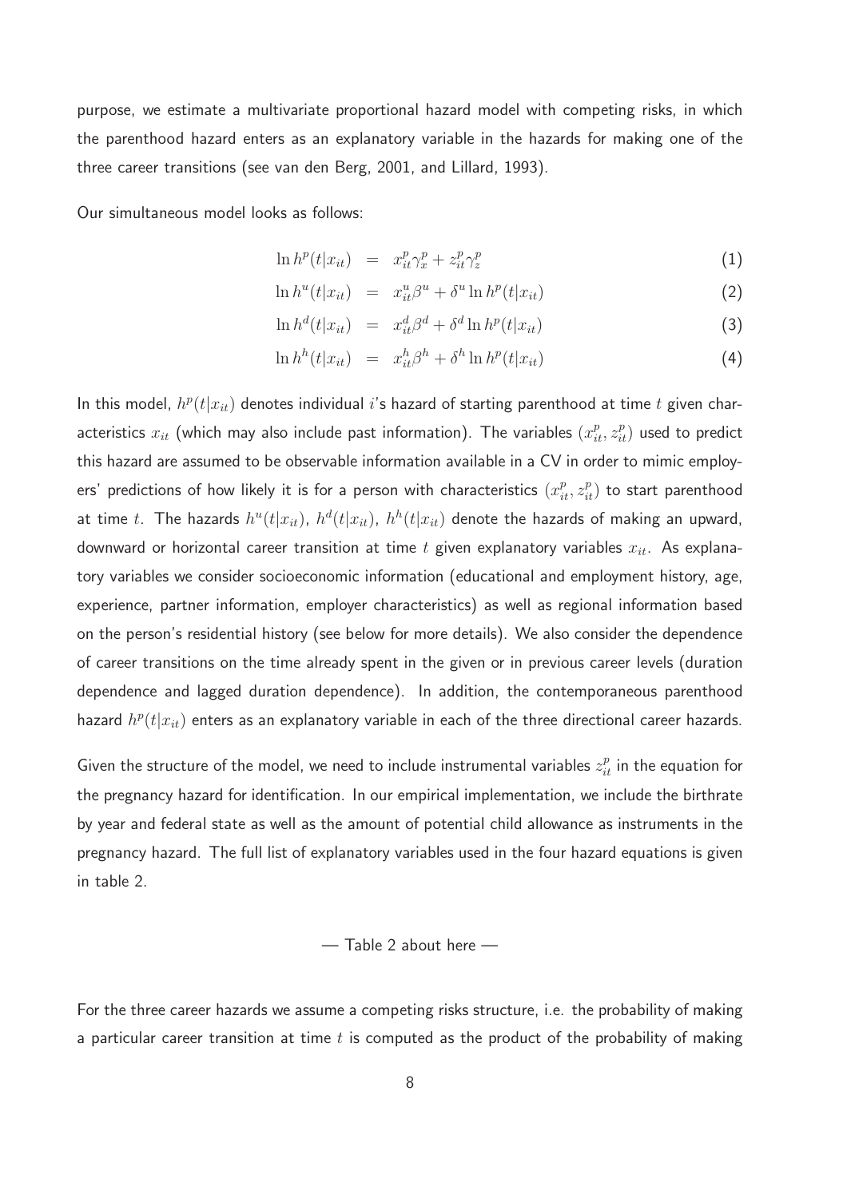purpose, we estimate a multivariate proportional hazard model with competing risks, in which the parenthood hazard enters as an explanatory variable in the hazards for making one of the three career transitions (see van den Berg, 2001, and Lillard, 1993).

Our simultaneous model looks as follows:

$$
\begin{aligned}
\ln h^p(t|x_{it}) &= x_{it}^p \gamma_x^p + z_{it}^p \gamma_z^p && (1) \\
\ln h^u(t|x_{it}) &= x_{it}^u \beta^u + \delta^u \ln h^p(t|x_{it}) && (2) \\
\ln h^d(t|x_{it}) &= x_{it}^d \beta^d + \delta^d \ln h^p(t|x_{it}) && (3) \\
\ln h^h(t|x_{it}) &= x_{it}^h \beta^h + \delta^h \ln h^p(t|x_{it}) && (4)
\end{aligned}
$$

In this model, $h^p(t|x_{it})$ denotes individual $i$'s hazard of starting parenthood at time $t$ given characteristics $x_{it}$ (which may also include past information). The variables $(x_{it}^p, z_{it}^p)$ used to predict this hazard are assumed to be observable information available in a CV in order to mimic employers' predictions of how likely it is for a person with characteristics $(x_{it}^p, z_{it}^p)$ to start parenthood at time $t$. The hazards $h^u(t|x_{it})$, $h^d(t|x_{it})$, $h^h(t|x_{it})$ denote the hazards of making an upward, downward or horizontal career transition at time $t$ given explanatory variables $x_{it}$. As explanatory variables we consider socioeconomic information (educational and employment history, age, experience, partner information, employer characteristics) as well as regional information based on the person's residential history (see below for more details). We also consider the dependence of career transitions on the time already spent in the given or in previous career levels (duration dependence and lagged duration dependence). In addition, the contemporaneous parenthood hazard $h^p(t|x_{it})$ enters as an explanatory variable in each of the three directional career hazards.

Given the structure of the model, we need to include instrumental variables $z_{it}^p$ in the equation for the pregnancy hazard for identification. In our empirical implementation, we include the birthrate by year and federal state as well as the amount of potential child allowance as instruments in the pregnancy hazard. The full list of explanatory variables used in the four hazard equations is given in table 2.

— Table 2 about here —

For the three career hazards we assume a competing risks structure, i.e. the probability of making a particular career transition at time $t$ is computed as the product of the probability of making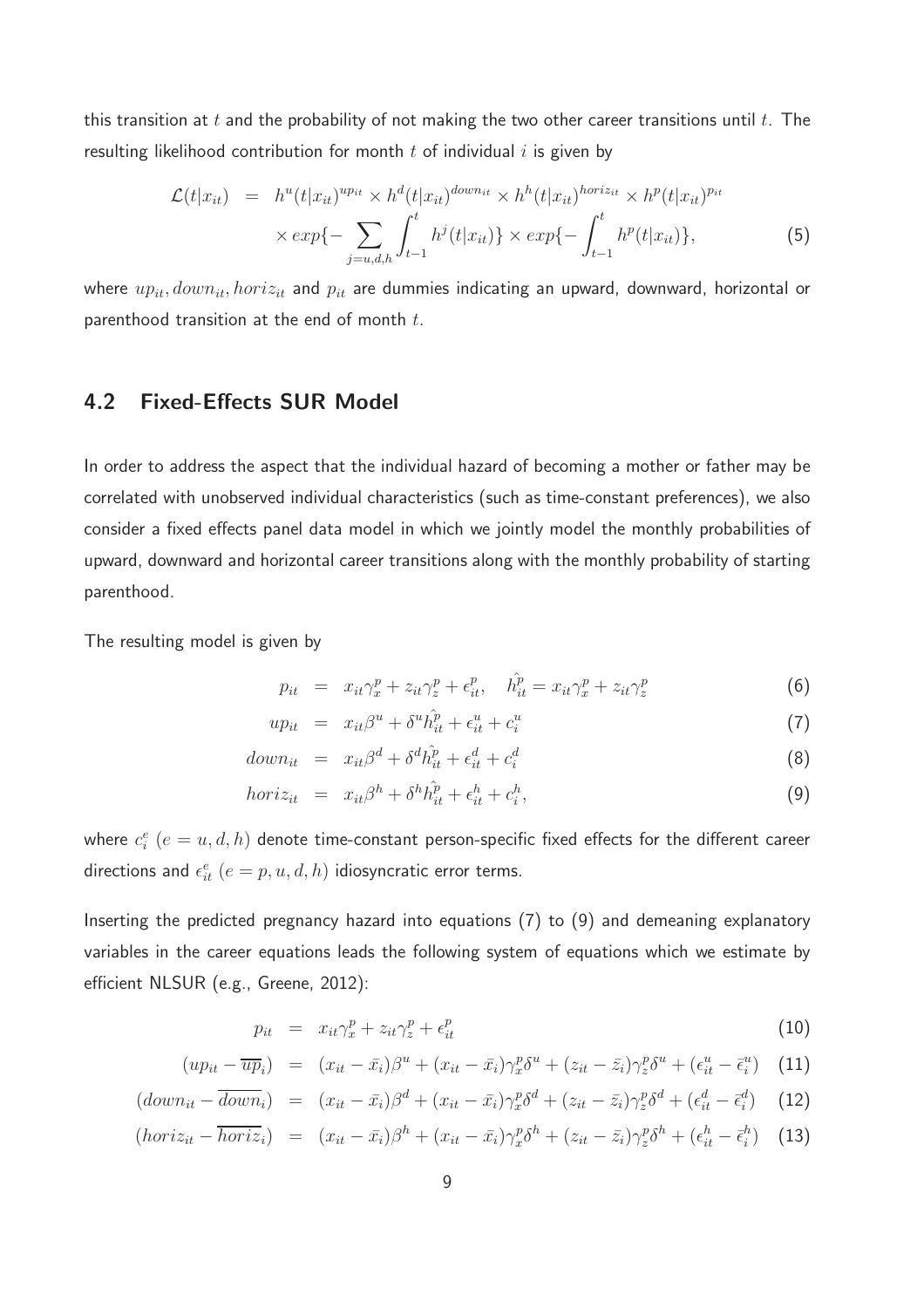this transition at $t$ and the probability of not making the two other career transitions until $t$. The resulting likelihood contribution for month $t$ of individual $i$ is given by

$$\begin{aligned}
\mathcal{L}(t|x_{it}) &= h^u(t|x_{it})^{up_{it}} \times h^d(t|x_{it})^{down_{it}} \times h^h(t|x_{it})^{horiz_{it}} \times h^p(t|x_{it})^{p_{it}} \\
&\times exp\{-\sum_{j=u,d,h} \int_{t-1}^{t} h^j(t|x_{it})\} \times exp\{-\int_{t-1}^{t} h^p(t|x_{it})\},
\end{aligned} \tag{5}$$

where $up_{it}, down_{it}, horiz_{it}$ and $p_{it}$ are dummies indicating an upward, downward, horizontal or parenthood transition at the end of month $t$.

## 4.2 Fixed-Effects SUR Model

In order to address the aspect that the individual hazard of becoming a mother or father may be correlated with unobserved individual characteristics (such as time-constant preferences), we also consider a fixed effects panel data model in which we jointly model the monthly probabilities of upward, downward and horizontal career transitions along with the monthly probability of starting parenthood.

The resulting model is given by

$$p_{it} = x_{it}\gamma_x^p + z_{it}\gamma_z^p + \epsilon_{it}^p, \quad \hat{h_{it}^p} = x_{it}\gamma_x^p + z_{it}\gamma_z^p \tag{6}$$

$$up_{it} = x_{it}\beta^u + \delta^u \hat{h_{it}^p} + \epsilon_{it}^u + c_i^u \tag{7}$$

$$down_{it} = x_{it}\beta^d + \delta^d \hat{h_{it}^p} + \epsilon_{it}^d + c_i^d \tag{8}$$

$$horiz_{it} = x_{it}\beta^h + \delta^h \hat{h_{it}^p} + \epsilon_{it}^h + c_i^h, \tag{9}$$

where $c_i^e$ $(e = u, d, h)$ denote time-constant person-specific fixed effects for the different career directions and $\epsilon_{it}^e$ $(e = p, u, d, h)$ idiosyncratic error terms.

Inserting the predicted pregnancy hazard into equations (7) to (9) and demeaning explanatory variables in the career equations leads the following system of equations which we estimate by efficient NLSUR (e.g., Greene, 2012):

$$p_{it} = x_{it}\gamma_x^p + z_{it}\gamma_z^p + \epsilon_{it}^p \tag{10}$$

$$(up_{it} - \overline{up}_i) = (x_{it} - \bar{x}_i)\beta^u + (x_{it} - \bar{x}_i)\gamma_x^p\delta^u + (z_{it} - \bar{z}_i)\gamma_z^p\delta^u + (\epsilon_{it}^u - \bar{\epsilon}_i^u) \tag{11}$$

$$(down_{it} - \overline{down}_i) = (x_{it} - \bar{x}_i)\beta^d + (x_{it} - \bar{x}_i)\gamma_x^p\delta^d + (z_{it} - \bar{z}_i)\gamma_z^p\delta^d + (\epsilon_{it}^d - \bar{\epsilon}_i^d) \tag{12}$$

$$(horiz_{it} - \overline{horiz}_i) = (x_{it} - \bar{x}_i)\beta^h + (x_{it} - \bar{x}_i)\gamma_x^p\delta^h + (z_{it} - \bar{z}_i)\gamma_z^p\delta^h + (\epsilon_{it}^h - \bar{\epsilon}_i^h) \tag{13}$$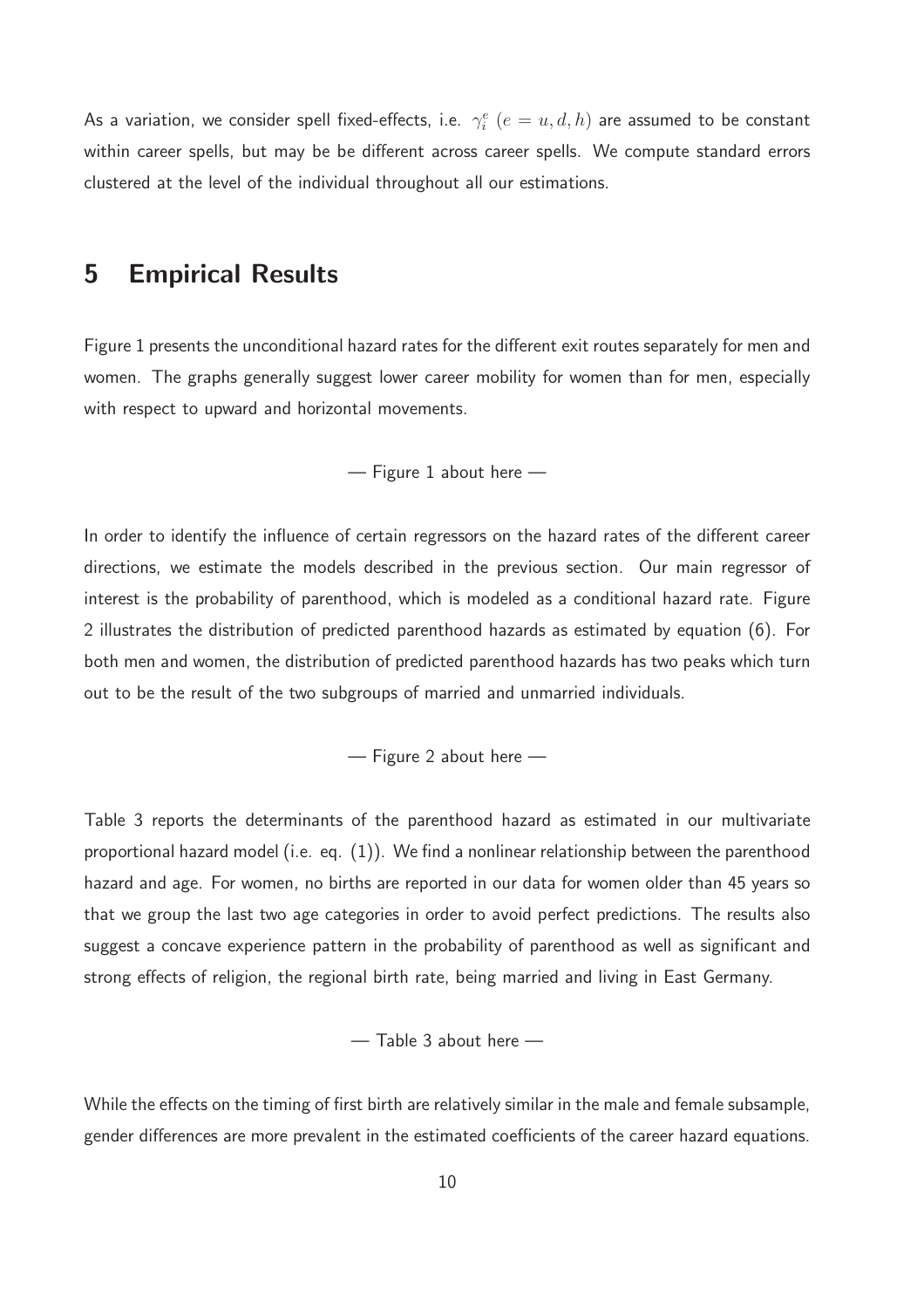As a variation, we consider spell fixed-effects, i.e. $\gamma_i^e$ $(e = u, d, h)$ are assumed to be constant within career spells, but may be be different across career spells. We compute standard errors clustered at the level of the individual throughout all our estimations.

# 5 Empirical Results

Figure 1 presents the unconditional hazard rates for the different exit routes separately for men and women. The graphs generally suggest lower career mobility for women than for men, especially with respect to upward and horizontal movements.

— Figure 1 about here —

In order to identify the influence of certain regressors on the hazard rates of the different career directions, we estimate the models described in the previous section. Our main regressor of interest is the probability of parenthood, which is modeled as a conditional hazard rate. Figure 2 illustrates the distribution of predicted parenthood hazards as estimated by equation (6). For both men and women, the distribution of predicted parenthood hazards has two peaks which turn out to be the result of the two subgroups of married and unmarried individuals.

— Figure 2 about here —

Table 3 reports the determinants of the parenthood hazard as estimated in our multivariate proportional hazard model (i.e. eq. (1)). We find a nonlinear relationship between the parenthood hazard and age. For women, no births are reported in our data for women older than 45 years so that we group the last two age categories in order to avoid perfect predictions. The results also suggest a concave experience pattern in the probability of parenthood as well as significant and strong effects of religion, the regional birth rate, being married and living in East Germany.

— Table 3 about here —

While the effects on the timing of first birth are relatively similar in the male and female subsample, gender differences are more prevalent in the estimated coefficients of the career hazard equations.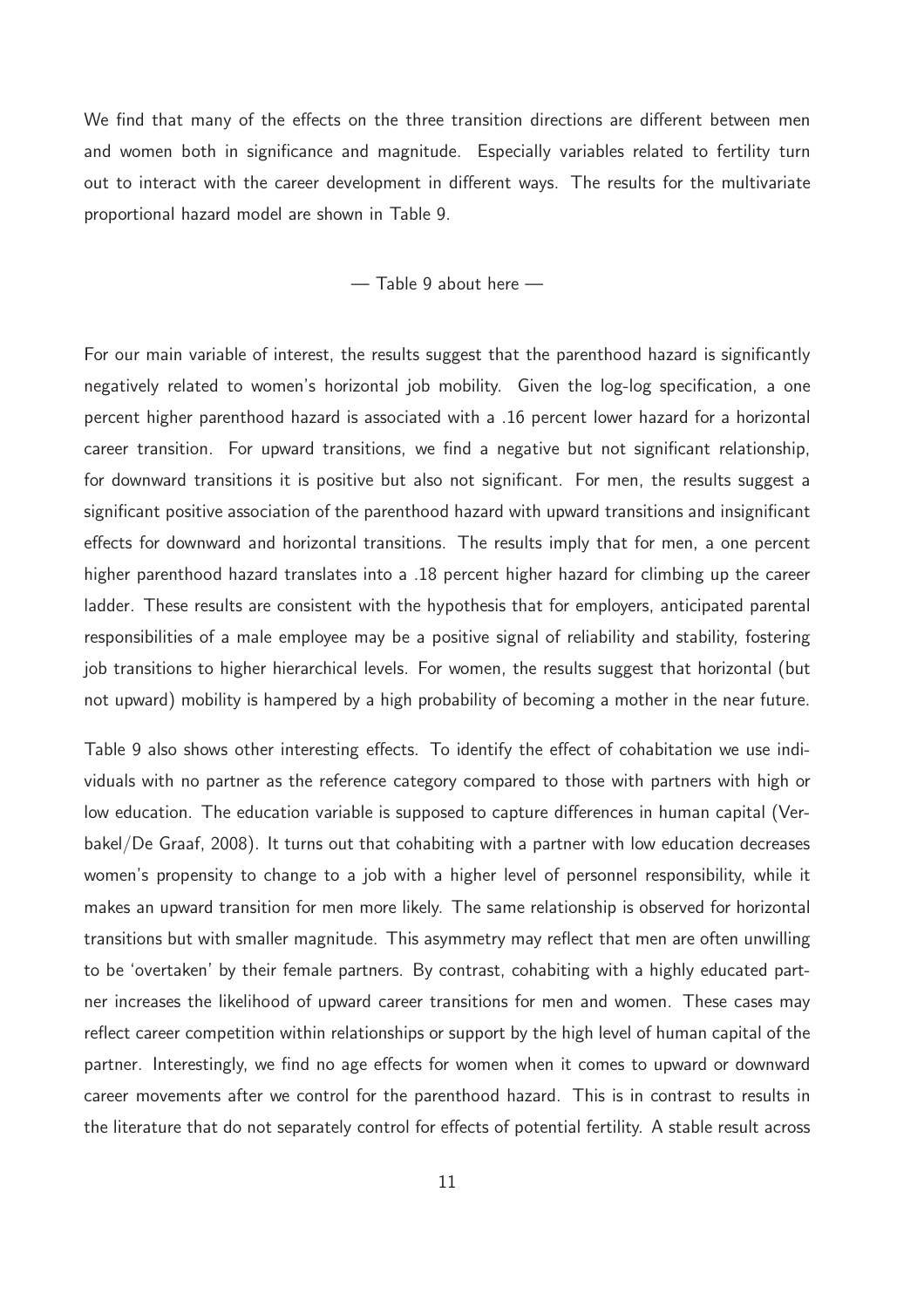We find that many of the effects on the three transition directions are different between men and women both in significance and magnitude. Especially variables related to fertility turn out to interact with the career development in different ways. The results for the multivariate proportional hazard model are shown in Table 9.

— Table 9 about here —

For our main variable of interest, the results suggest that the parenthood hazard is significantly negatively related to women's horizontal job mobility. Given the log-log specification, a one percent higher parenthood hazard is associated with a .16 percent lower hazard for a horizontal career transition. For upward transitions, we find a negative but not significant relationship, for downward transitions it is positive but also not significant. For men, the results suggest a significant positive association of the parenthood hazard with upward transitions and insignificant effects for downward and horizontal transitions. The results imply that for men, a one percent higher parenthood hazard translates into a .18 percent higher hazard for climbing up the career ladder. These results are consistent with the hypothesis that for employers, anticipated parental responsibilities of a male employee may be a positive signal of reliability and stability, fostering job transitions to higher hierarchical levels. For women, the results suggest that horizontal (but not upward) mobility is hampered by a high probability of becoming a mother in the near future.

Table 9 also shows other interesting effects. To identify the effect of cohabitation we use individuals with no partner as the reference category compared to those with partners with high or low education. The education variable is supposed to capture differences in human capital (Verbakel/De Graaf, 2008). It turns out that cohabiting with a partner with low education decreases women's propensity to change to a job with a higher level of personnel responsibility, while it makes an upward transition for men more likely. The same relationship is observed for horizontal transitions but with smaller magnitude. This asymmetry may reflect that men are often unwilling to be 'overtaken' by their female partners. By contrast, cohabiting with a highly educated partner increases the likelihood of upward career transitions for men and women. These cases may reflect career competition within relationships or support by the high level of human capital of the partner. Interestingly, we find no age effects for women when it comes to upward or downward career movements after we control for the parenthood hazard. This is in contrast to results in the literature that do not separately control for effects of potential fertility. A stable result across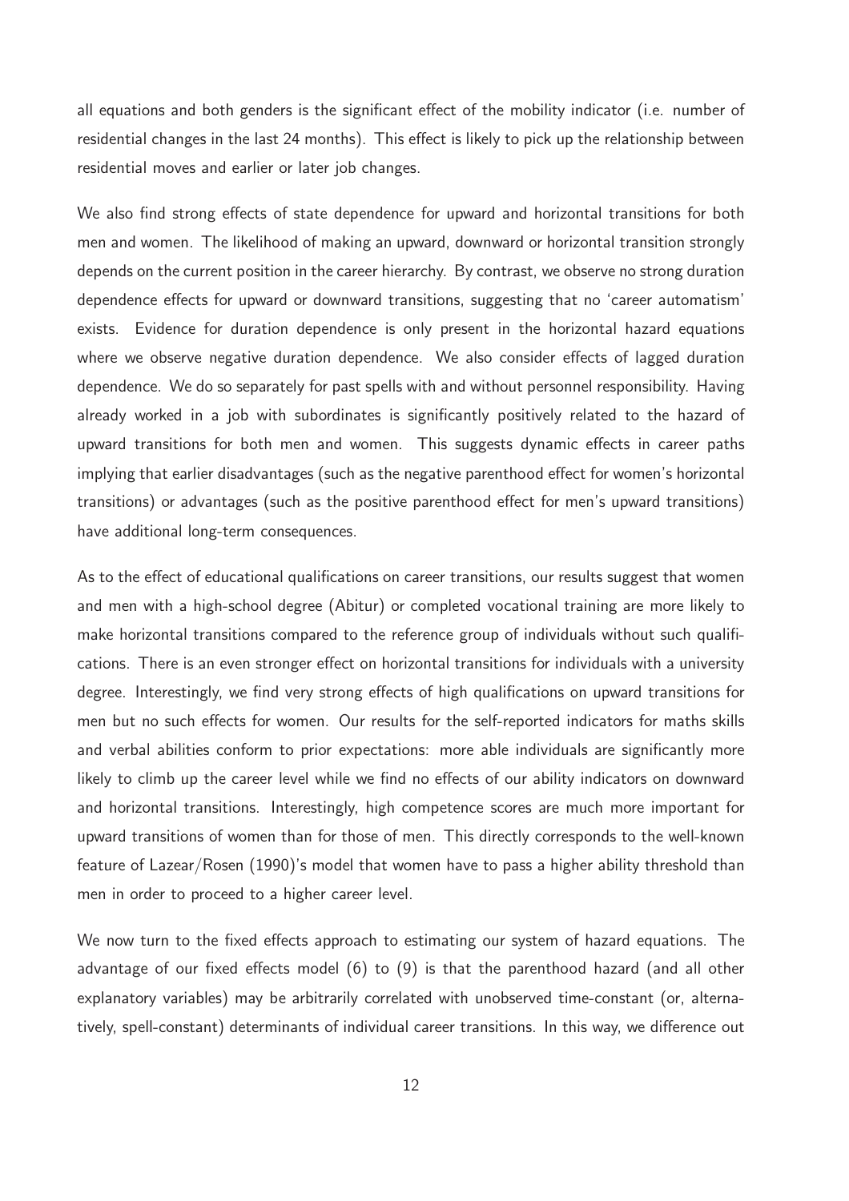all equations and both genders is the significant effect of the mobility indicator (i.e. number of residential changes in the last 24 months). This effect is likely to pick up the relationship between residential moves and earlier or later job changes.

We also find strong effects of state dependence for upward and horizontal transitions for both men and women. The likelihood of making an upward, downward or horizontal transition strongly depends on the current position in the career hierarchy. By contrast, we observe no strong duration dependence effects for upward or downward transitions, suggesting that no 'career automatism' exists. Evidence for duration dependence is only present in the horizontal hazard equations where we observe negative duration dependence. We also consider effects of lagged duration dependence. We do so separately for past spells with and without personnel responsibility. Having already worked in a job with subordinates is significantly positively related to the hazard of upward transitions for both men and women. This suggests dynamic effects in career paths implying that earlier disadvantages (such as the negative parenthood effect for women's horizontal transitions) or advantages (such as the positive parenthood effect for men's upward transitions) have additional long-term consequences.

As to the effect of educational qualifications on career transitions, our results suggest that women and men with a high-school degree (Abitur) or completed vocational training are more likely to make horizontal transitions compared to the reference group of individuals without such qualifications. There is an even stronger effect on horizontal transitions for individuals with a university degree. Interestingly, we find very strong effects of high qualifications on upward transitions for men but no such effects for women. Our results for the self-reported indicators for maths skills and verbal abilities conform to prior expectations: more able individuals are significantly more likely to climb up the career level while we find no effects of our ability indicators on downward and horizontal transitions. Interestingly, high competence scores are much more important for upward transitions of women than for those of men. This directly corresponds to the well-known feature of Lazear/Rosen (1990)'s model that women have to pass a higher ability threshold than men in order to proceed to a higher career level.

We now turn to the fixed effects approach to estimating our system of hazard equations. The advantage of our fixed effects model (6) to (9) is that the parenthood hazard (and all other explanatory variables) may be arbitrarily correlated with unobserved time-constant (or, alternatively, spell-constant) determinants of individual career transitions. In this way, we difference out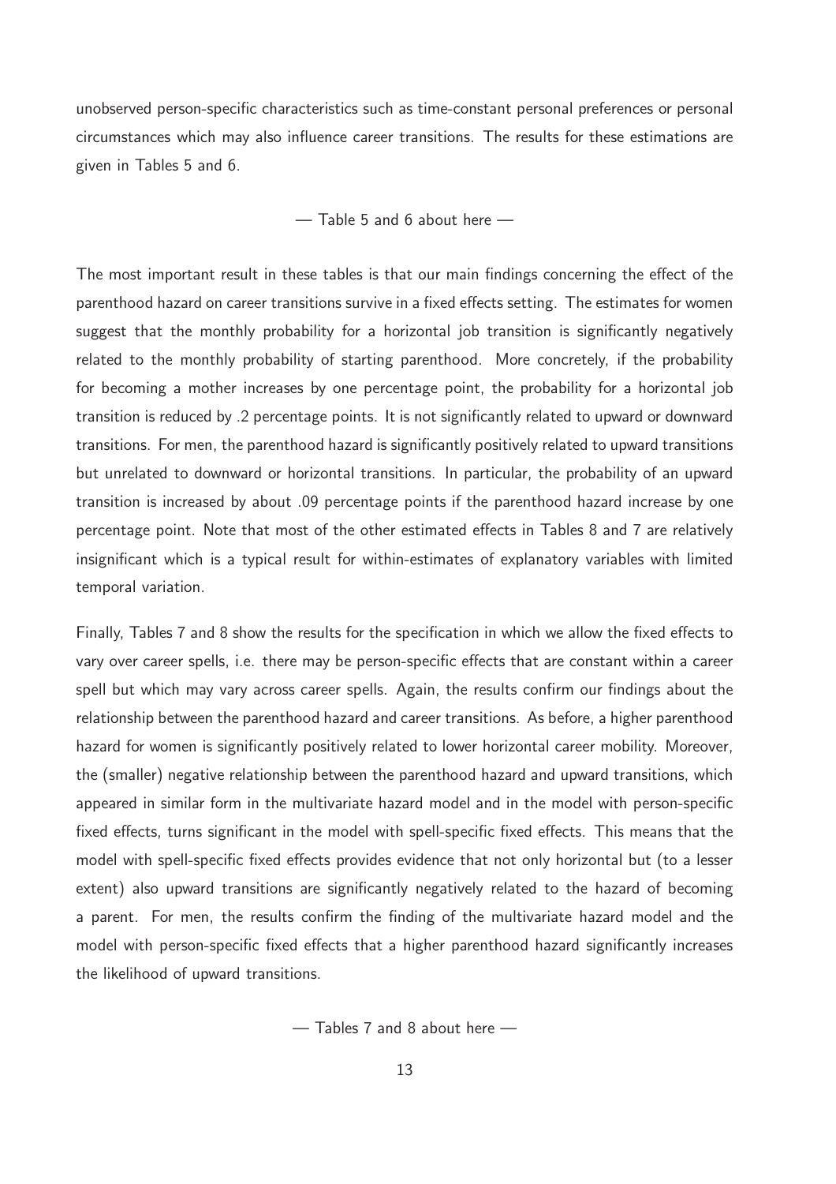unobserved person-specific characteristics such as time-constant personal preferences or personal circumstances which may also influence career transitions. The results for these estimations are given in Tables 5 and 6.

— Table 5 and 6 about here —

The most important result in these tables is that our main findings concerning the effect of the parenthood hazard on career transitions survive in a fixed effects setting. The estimates for women suggest that the monthly probability for a horizontal job transition is significantly negatively related to the monthly probability of starting parenthood. More concretely, if the probability for becoming a mother increases by one percentage point, the probability for a horizontal job transition is reduced by .2 percentage points. It is not significantly related to upward or downward transitions. For men, the parenthood hazard is significantly positively related to upward transitions but unrelated to downward or horizontal transitions. In particular, the probability of an upward transition is increased by about .09 percentage points if the parenthood hazard increase by one percentage point. Note that most of the other estimated effects in Tables 8 and 7 are relatively insignificant which is a typical result for within-estimates of explanatory variables with limited temporal variation.

Finally, Tables 7 and 8 show the results for the specification in which we allow the fixed effects to vary over career spells, i.e. there may be person-specific effects that are constant within a career spell but which may vary across career spells. Again, the results confirm our findings about the relationship between the parenthood hazard and career transitions. As before, a higher parenthood hazard for women is significantly positively related to lower horizontal career mobility. Moreover, the (smaller) negative relationship between the parenthood hazard and upward transitions, which appeared in similar form in the multivariate hazard model and in the model with person-specific fixed effects, turns significant in the model with spell-specific fixed effects. This means that the model with spell-specific fixed effects provides evidence that not only horizontal but (to a lesser extent) also upward transitions are significantly negatively related to the hazard of becoming a parent. For men, the results confirm the finding of the multivariate hazard model and the model with person-specific fixed effects that a higher parenthood hazard significantly increases the likelihood of upward transitions.

— Tables 7 and 8 about here —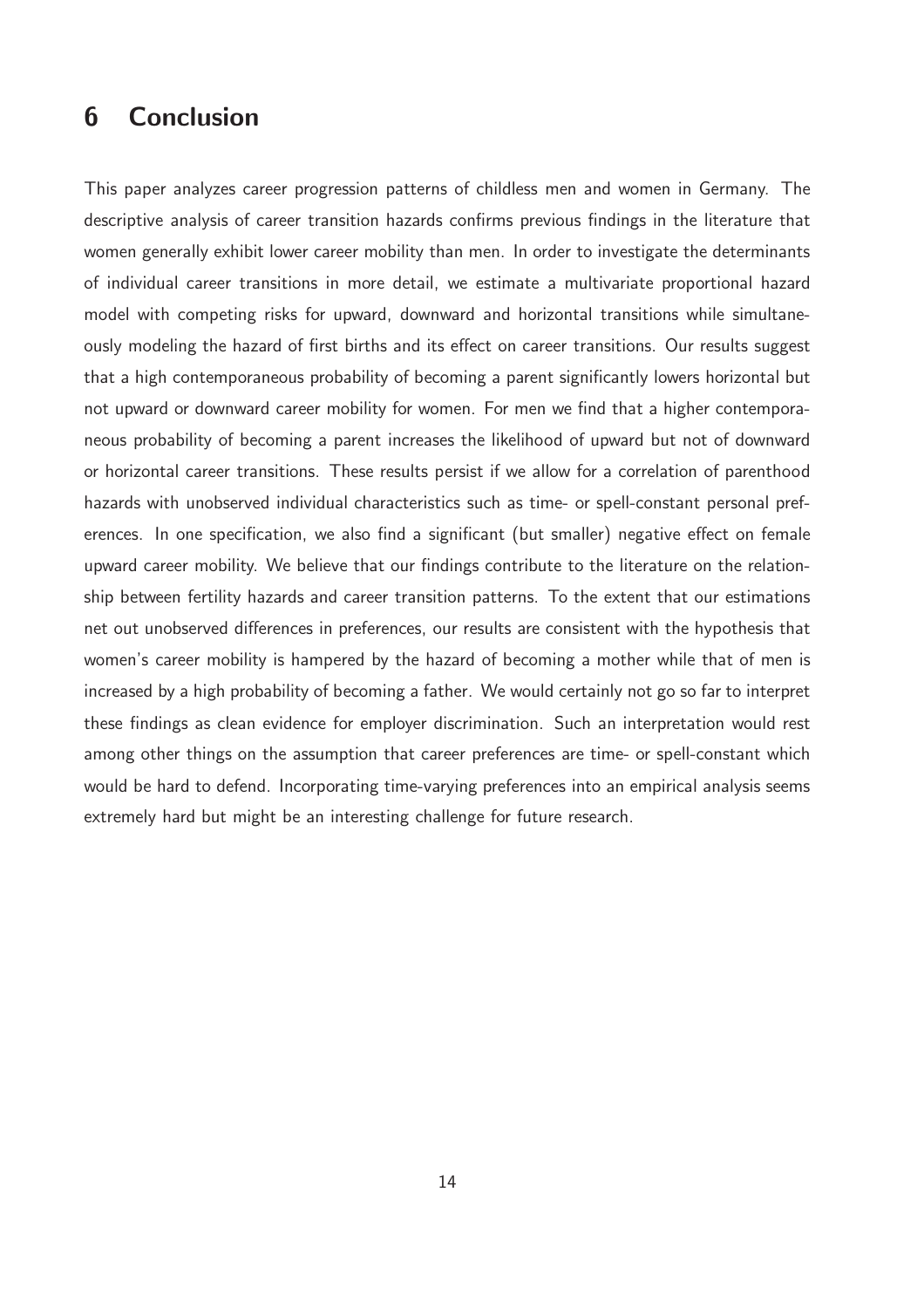# 6 Conclusion

This paper analyzes career progression patterns of childless men and women in Germany. The descriptive analysis of career transition hazards confirms previous findings in the literature that women generally exhibit lower career mobility than men. In order to investigate the determinants of individual career transitions in more detail, we estimate a multivariate proportional hazard model with competing risks for upward, downward and horizontal transitions while simultaneously modeling the hazard of first births and its effect on career transitions. Our results suggest that a high contemporaneous probability of becoming a parent significantly lowers horizontal but not upward or downward career mobility for women. For men we find that a higher contemporaneous probability of becoming a parent increases the likelihood of upward but not of downward or horizontal career transitions. These results persist if we allow for a correlation of parenthood hazards with unobserved individual characteristics such as time- or spell-constant personal preferences. In one specification, we also find a significant (but smaller) negative effect on female upward career mobility. We believe that our findings contribute to the literature on the relationship between fertility hazards and career transition patterns. To the extent that our estimations net out unobserved differences in preferences, our results are consistent with the hypothesis that women's career mobility is hampered by the hazard of becoming a mother while that of men is increased by a high probability of becoming a father. We would certainly not go so far to interpret these findings as clean evidence for employer discrimination. Such an interpretation would rest among other things on the assumption that career preferences are time- or spell-constant which would be hard to defend. Incorporating time-varying preferences into an empirical analysis seems extremely hard but might be an interesting challenge for future research.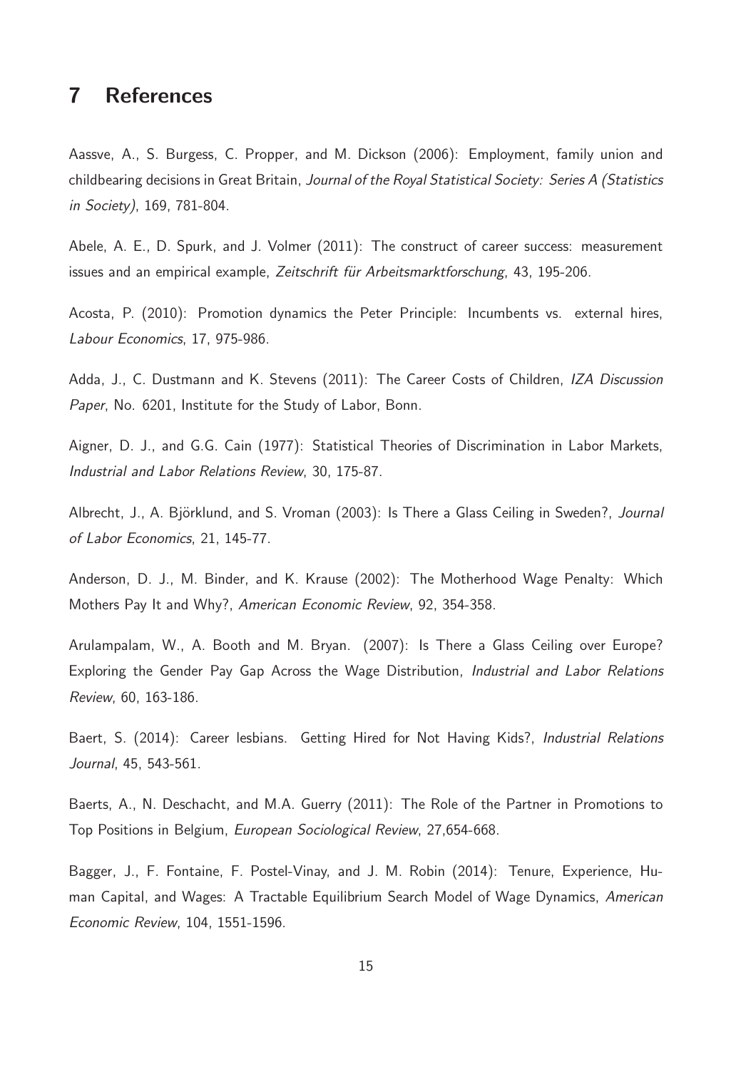## 7 References

Aassve, A., S. Burgess, C. Propper, and M. Dickson (2006): Employment, family union and childbearing decisions in Great Britain, *Journal of the Royal Statistical Society: Series A (Statistics in Society)*, 169, 781-804.

Abele, A. E., D. Spurk, and J. Volmer (2011): The construct of career success: measurement issues and an empirical example, *Zeitschrift für Arbeitsmarktforschung*, 43, 195-206.

Acosta, P. (2010): Promotion dynamics the Peter Principle: Incumbents vs. external hires, *Labour Economics*, 17, 975-986.

Adda, J., C. Dustmann and K. Stevens (2011): The Career Costs of Children, *IZA Discussion Paper*, No. 6201, Institute for the Study of Labor, Bonn.

Aigner, D. J., and G.G. Cain (1977): Statistical Theories of Discrimination in Labor Markets, *Industrial and Labor Relations Review*, 30, 175-87.

Albrecht, J., A. Björklund, and S. Vroman (2003): Is There a Glass Ceiling in Sweden?, *Journal of Labor Economics*, 21, 145-77.

Anderson, D. J., M. Binder, and K. Krause (2002): The Motherhood Wage Penalty: Which Mothers Pay It and Why?, *American Economic Review*, 92, 354-358.

Arulampalam, W., A. Booth and M. Bryan. (2007): Is There a Glass Ceiling over Europe? Exploring the Gender Pay Gap Across the Wage Distribution, *Industrial and Labor Relations Review*, 60, 163-186.

Baert, S. (2014): Career lesbians. Getting Hired for Not Having Kids?, *Industrial Relations Journal*, 45, 543-561.

Baerts, A., N. Deschacht, and M.A. Guerry (2011): The Role of the Partner in Promotions to Top Positions in Belgium, *European Sociological Review*, 27,654-668.

Bagger, J., F. Fontaine, F. Postel-Vinay, and J. M. Robin (2014): Tenure, Experience, Human Capital, and Wages: A Tractable Equilibrium Search Model of Wage Dynamics, *American Economic Review*, 104, 1551-1596.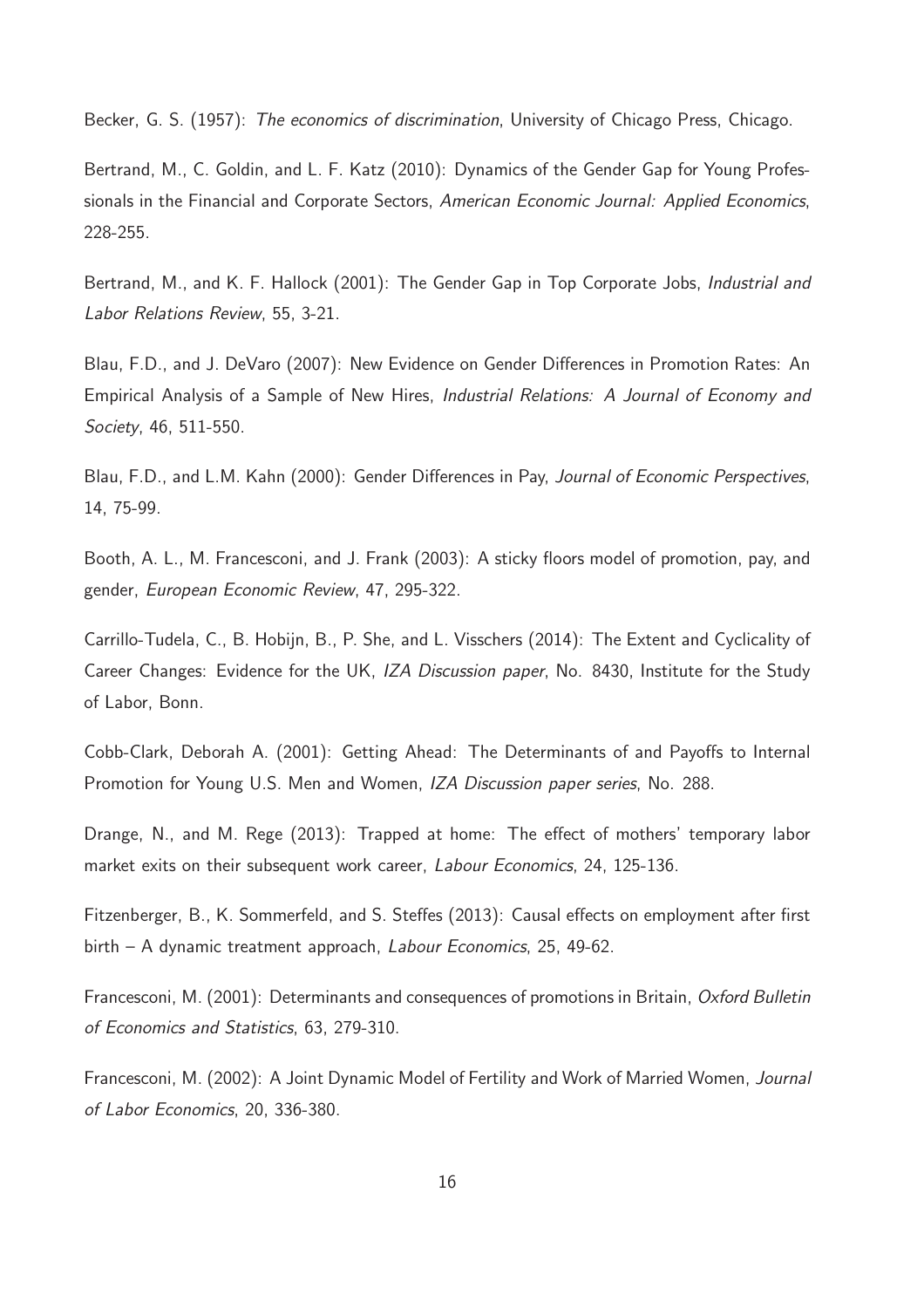Becker, G. S. (1957): *The economics of discrimination*, University of Chicago Press, Chicago.

Bertrand, M., C. Goldin, and L. F. Katz (2010): Dynamics of the Gender Gap for Young Professionals in the Financial and Corporate Sectors, *American Economic Journal: Applied Economics*, 228-255.

Bertrand, M., and K. F. Hallock (2001): The Gender Gap in Top Corporate Jobs, *Industrial and Labor Relations Review*, 55, 3-21.

Blau, F.D., and J. DeVaro (2007): New Evidence on Gender Differences in Promotion Rates: An Empirical Analysis of a Sample of New Hires, *Industrial Relations: A Journal of Economy and Society*, 46, 511-550.

Blau, F.D., and L.M. Kahn (2000): Gender Differences in Pay, *Journal of Economic Perspectives*, 14, 75-99.

Booth, A. L., M. Francesconi, and J. Frank (2003): A sticky floors model of promotion, pay, and gender, *European Economic Review*, 47, 295-322.

Carrillo-Tudela, C., B. Hobijn, B., P. She, and L. Visschers (2014): The Extent and Cyclicality of Career Changes: Evidence for the UK, *IZA Discussion paper*, No. 8430, Institute for the Study of Labor, Bonn.

Cobb-Clark, Deborah A. (2001): Getting Ahead: The Determinants of and Payoffs to Internal Promotion for Young U.S. Men and Women, *IZA Discussion paper series*, No. 288.

Drange, N., and M. Rege (2013): Trapped at home: The effect of mothers' temporary labor market exits on their subsequent work career, *Labour Economics*, 24, 125-136.

Fitzenberger, B., K. Sommerfeld, and S. Steffes (2013): Causal effects on employment after first birth – A dynamic treatment approach, *Labour Economics*, 25, 49-62.

Francesconi, M. (2001): Determinants and consequences of promotions in Britain, *Oxford Bulletin of Economics and Statistics*, 63, 279-310.

Francesconi, M. (2002): A Joint Dynamic Model of Fertility and Work of Married Women, *Journal of Labor Economics*, 20, 336-380.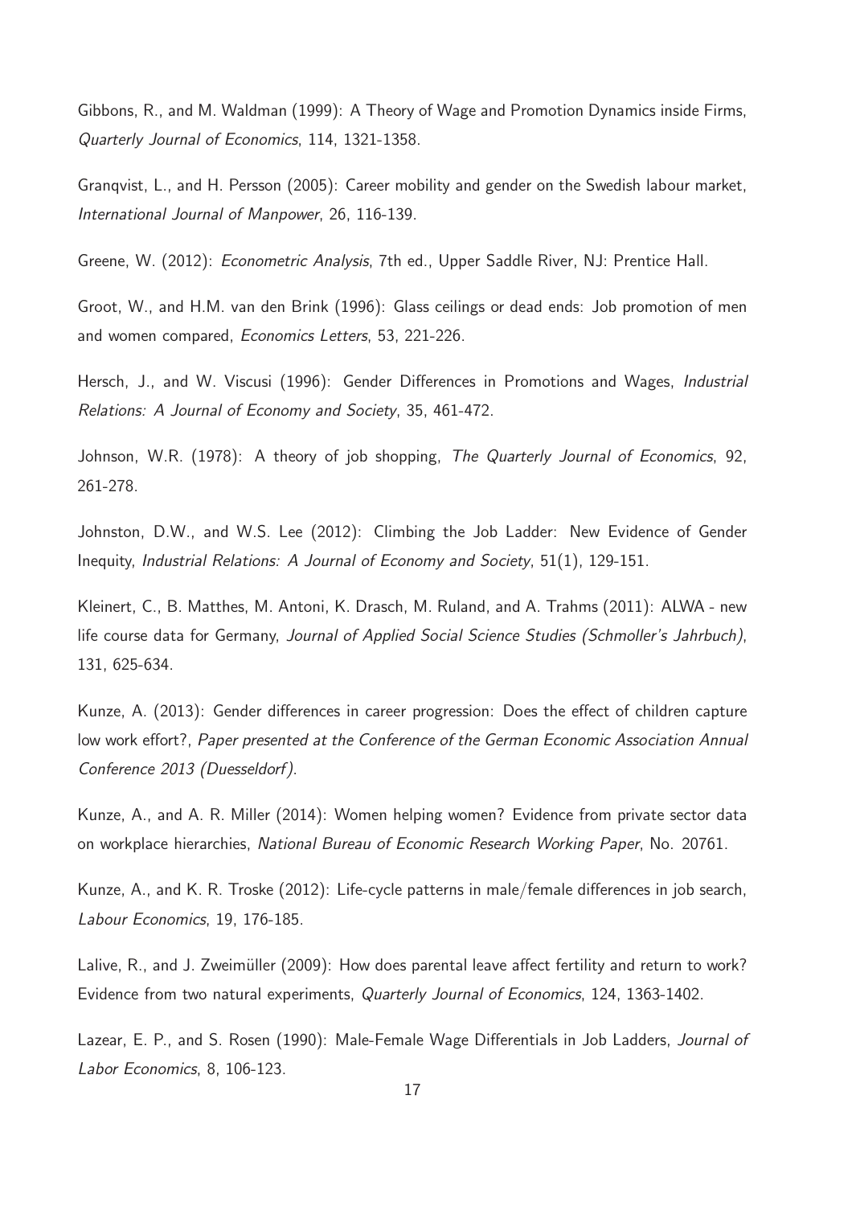Gibbons, R., and M. Waldman (1999): A Theory of Wage and Promotion Dynamics inside Firms, *Quarterly Journal of Economics*, 114, 1321-1358.

Granqvist, L., and H. Persson (2005): Career mobility and gender on the Swedish labour market, *International Journal of Manpower*, 26, 116-139.

Greene, W. (2012): *Econometric Analysis*, 7th ed., Upper Saddle River, NJ: Prentice Hall.

Groot, W., and H.M. van den Brink (1996): Glass ceilings or dead ends: Job promotion of men and women compared, *Economics Letters*, 53, 221-226.

Hersch, J., and W. Viscusi (1996): Gender Differences in Promotions and Wages, *Industrial Relations: A Journal of Economy and Society*, 35, 461-472.

Johnson, W.R. (1978): A theory of job shopping, *The Quarterly Journal of Economics*, 92, 261-278.

Johnston, D.W., and W.S. Lee (2012): Climbing the Job Ladder: New Evidence of Gender Inequity, *Industrial Relations: A Journal of Economy and Society*, 51(1), 129-151.

Kleinert, C., B. Matthes, M. Antoni, K. Drasch, M. Ruland, and A. Trahms (2011): ALWA - new life course data for Germany, *Journal of Applied Social Science Studies (Schmoller's Jahrbuch)*, 131, 625-634.

Kunze, A. (2013): Gender differences in career progression: Does the effect of children capture low work effort?, *Paper presented at the Conference of the German Economic Association Annual Conference 2013 (Duesseldorf)*.

Kunze, A., and A. R. Miller (2014): Women helping women? Evidence from private sector data on workplace hierarchies, *National Bureau of Economic Research Working Paper*, No. 20761.

Kunze, A., and K. R. Troske (2012): Life-cycle patterns in male/female differences in job search, *Labour Economics*, 19, 176-185.

Lalive, R., and J. Zweimüller (2009): How does parental leave affect fertility and return to work? Evidence from two natural experiments, *Quarterly Journal of Economics*, 124, 1363-1402.

Lazear, E. P., and S. Rosen (1990): Male-Female Wage Differentials in Job Ladders, *Journal of Labor Economics*, 8, 106-123.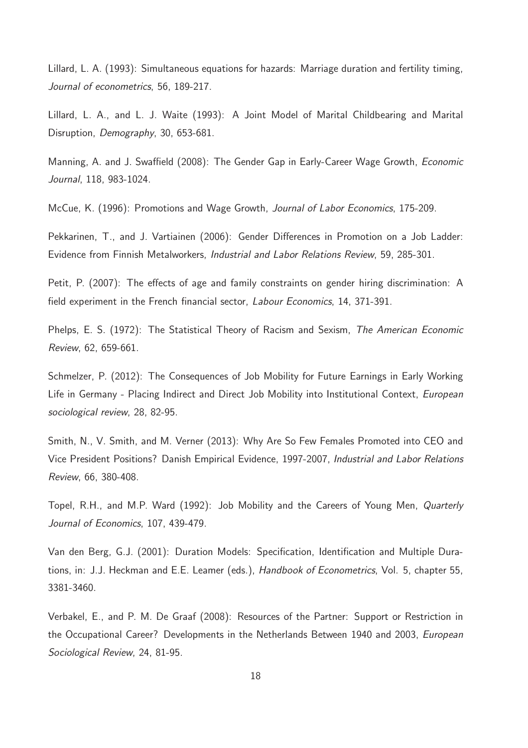Lillard, L. A. (1993): Simultaneous equations for hazards: Marriage duration and fertility timing, *Journal of econometrics*, 56, 189-217.

Lillard, L. A., and L. J. Waite (1993): A Joint Model of Marital Childbearing and Marital Disruption, *Demography*, 30, 653-681.

Manning, A. and J. Swaffield (2008): The Gender Gap in Early-Career Wage Growth, *Economic Journal*, 118, 983-1024.

McCue, K. (1996): Promotions and Wage Growth, *Journal of Labor Economics*, 175-209.

Pekkarinen, T., and J. Vartiainen (2006): Gender Differences in Promotion on a Job Ladder: Evidence from Finnish Metalworkers, *Industrial and Labor Relations Review*, 59, 285-301.

Petit, P. (2007): The effects of age and family constraints on gender hiring discrimination: A field experiment in the French financial sector, *Labour Economics*, 14, 371-391.

Phelps, E. S. (1972): The Statistical Theory of Racism and Sexism, *The American Economic Review*, 62, 659-661.

Schmelzer, P. (2012): The Consequences of Job Mobility for Future Earnings in Early Working Life in Germany - Placing Indirect and Direct Job Mobility into Institutional Context, *European sociological review*, 28, 82-95.

Smith, N., V. Smith, and M. Verner (2013): Why Are So Few Females Promoted into CEO and Vice President Positions? Danish Empirical Evidence, 1997-2007, *Industrial and Labor Relations Review*, 66, 380-408.

Topel, R.H., and M.P. Ward (1992): Job Mobility and the Careers of Young Men, *Quarterly Journal of Economics*, 107, 439-479.

Van den Berg, G.J. (2001): Duration Models: Specification, Identification and Multiple Durations, in: J.J. Heckman and E.E. Leamer (eds.), *Handbook of Econometrics*, Vol. 5, chapter 55, 3381-3460.

Verbakel, E., and P. M. De Graaf (2008): Resources of the Partner: Support or Restriction in the Occupational Career? Developments in the Netherlands Between 1940 and 2003, *European Sociological Review*, 24, 81-95.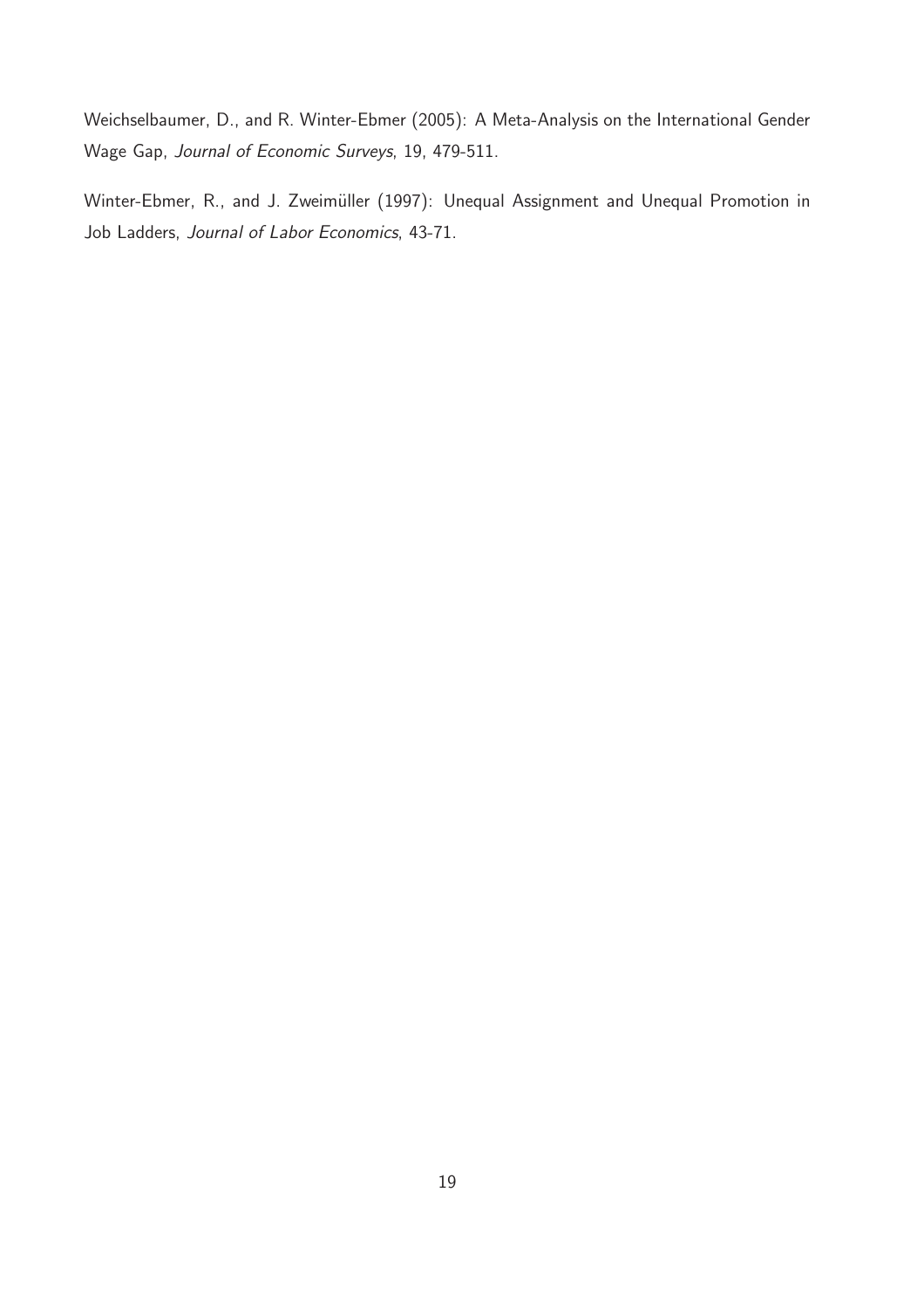Weichselbaumer, D., and R. Winter-Ebmer (2005): A Meta-Analysis on the International Gender Wage Gap, *Journal of Economic Surveys*, 19, 479-511.

Winter-Ebmer, R., and J. Zweimüller (1997): Unequal Assignment and Unequal Promotion in Job Ladders, *Journal of Labor Economics*, 43-71.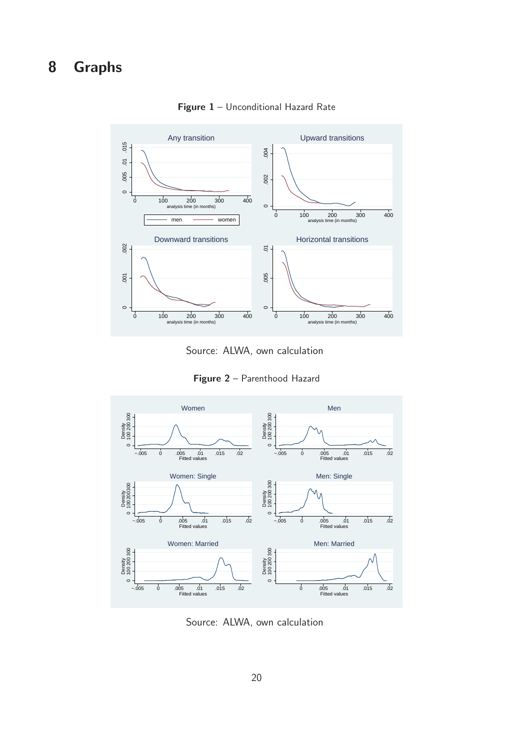# 8 Graphs

**Figure 1** – Unconditional Hazard Rate

Source: ALWA, own calculation

**Figure 2** – Parenthood Hazard

Source: ALWA, own calculation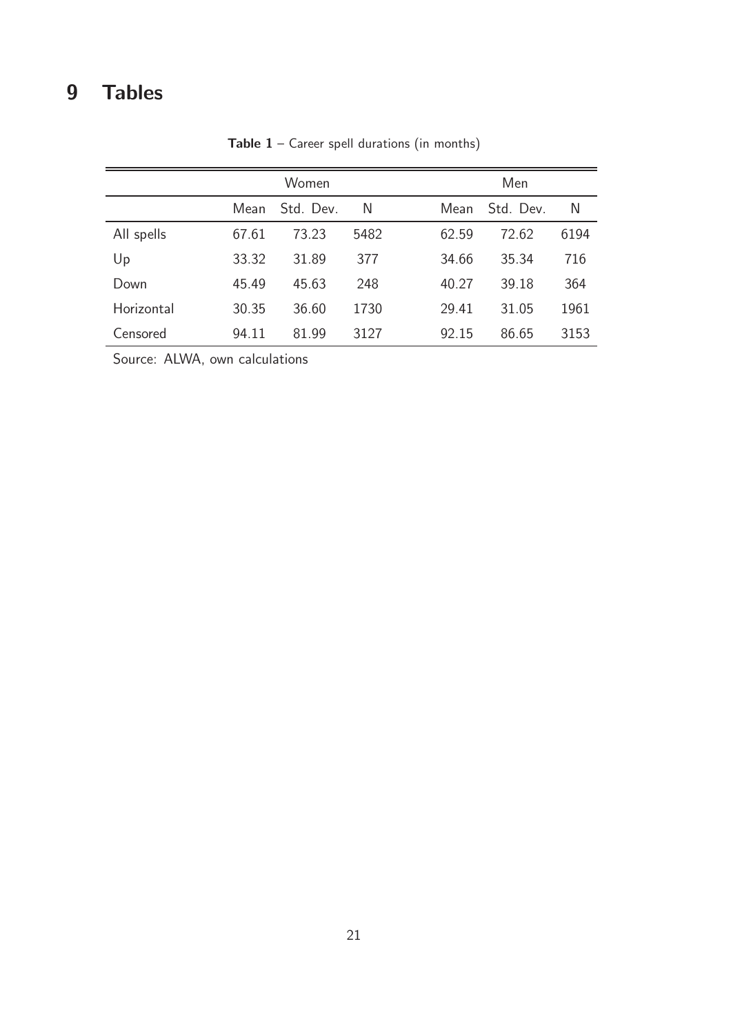# 9 Tables

**Table 1** – Career spell durations (in months)

| | Women | | | Men | | |
|---|---|---|---|---|---|---|
| | Mean | Std. Dev. | N | Mean | Std. Dev. | N |
| All spells | 67.61 | 73.23 | 5482 | 62.59 | 72.62 | 6194 |
| Up | 33.32 | 31.89 | 377 | 34.66 | 35.34 | 716 |
| Down | 45.49 | 45.63 | 248 | 40.27 | 39.18 | 364 |
| Horizontal | 30.35 | 36.60 | 1730 | 29.41 | 31.05 | 1961 |
| Censored | 94.11 | 81.99 | 3127 | 92.15 | 86.65 | 3153 |

Source: ALWA, own calculations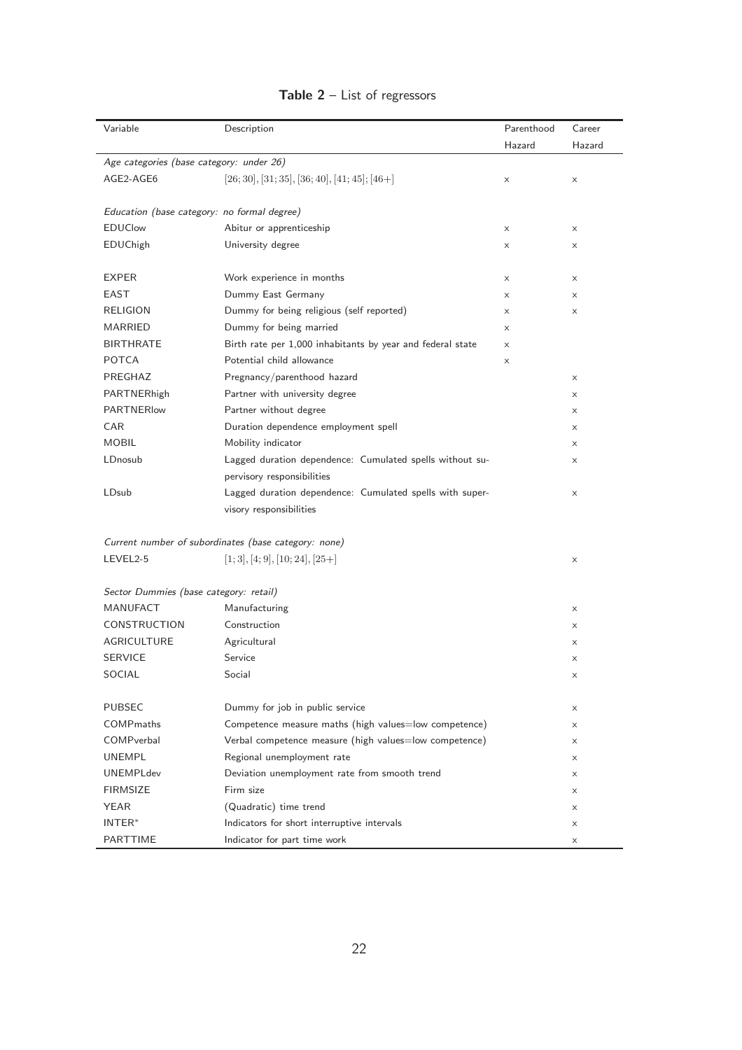**Table 2** – List of regressors

| Variable | Description | Parenthood Hazard | Career Hazard |
|---|---|---|---|
| *Age categories (base category: under 26)* | | | |
| AGE2-AGE6 | $[26;30]$, $[31;35]$, $[36;40]$, $[41;45]$; $[46+]$ | × | × |
| *Education (base category: no formal degree)* | | | |
| EDUClow | Abitur or apprenticeship | × | × |
| EDUChigh | University degree | × | × |
| EXPER | Work experience in months | × | × |
| EAST | Dummy East Germany | × | × |
| RELIGION | Dummy for being religious (self reported) | × | × |
| MARRIED | Dummy for being married | × | |
| BIRTHRATE | Birth rate per 1,000 inhabitants by year and federal state | × | |
| POTCA | Potential child allowance | × | |
| PREGHAZ | Pregnancy/parenthood hazard | | × |
| PARTNERhigh | Partner with university degree | | × |
| PARTNERlow | Partner without degree | | × |
| CAR | Duration dependence employment spell | | × |
| MOBIL | Mobility indicator | | × |
| LDnosub | Lagged duration dependence: Cumulated spells without supervisory responsibilities | | × |
| LDsub | Lagged duration dependence: Cumulated spells with supervisory responsibilities | | × |
| *Current number of subordinates (base category: none)* | | | |
| LEVEL2-5 | $[1;3]$, $[4;9]$, $[10;24]$, $[25+]$ | | × |
| *Sector Dummies (base category: retail)* | | | |
| MANUFACT | Manufacturing | | × |
| CONSTRUCTION | Construction | | × |
| AGRICULTURE | Agricultural | | × |
| SERVICE | Service | | × |
| SOCIAL | Social | | × |
| PUBSEC | Dummy for job in public service | | × |
| COMPmaths | Competence measure maths (high values=low competence) | | × |
| COMPverbal | Verbal competence measure (high values=low competence) | | × |
| UNEMPL | Regional unemployment rate | | × |
| UNEMPLdev | Deviation unemployment rate from smooth trend | | × |
| FIRMSIZE | Firm size | | × |
| YEAR | (Quadratic) time trend | | × |
| INTER* | Indicators for short interruptive intervals | | × |
| PARTTIME | Indicator for part time work | | × |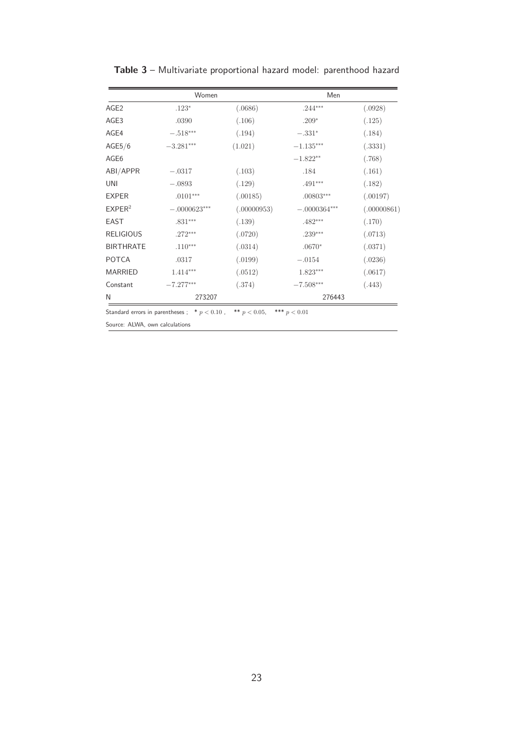**Table 3** – Multivariate proportional hazard model: parenthood hazard

| | Women | | Men | |
|---|---|---|---|---|
| AGE2 | $.123^{*}$ | $(.0686)$ | $.244^{***}$ | $(.0928)$ |
| AGE3 | $.0390$ | $(.106)$ | $.209^{*}$ | $(.125)$ |
| AGE4 | $-.518^{***}$ | $(.194)$ | $-.331^{*}$ | $(.184)$ |
| AGE5/6 | $-3.281^{***}$ | $(1.021)$ | $-1.135^{***}$ | $(.3331)$ |
| AGE6 | | | $-1.822^{**}$ | $(.768)$ |
| ABI/APPR | $-.0317$ | $(.103)$ | $.184$ | $(.161)$ |
| UNI | $-.0893$ | $(.129)$ | $.491^{***}$ | $(.182)$ |
| EXPER | $.0101^{***}$ | $(.00185)$ | $.00803^{***}$ | $(.00197)$ |
| $EXPER^2$ | $-.0000623^{***}$ | $(.00000953)$ | $-.0000364^{***}$ | $(.00000861)$ |
| EAST | $.831^{***}$ | $(.139)$ | $.482^{***}$ | $(.170)$ |
| RELIGIOUS | $.272^{***}$ | $(.0720)$ | $.239^{***}$ | $(.0713)$ |
| BIRTHRATE | $.110^{***}$ | $(.0314)$ | $.0670^{*}$ | $(.0371)$ |
| POTCA | $.0317$ | $(.0199)$ | $-.0154$ | $(.0236)$ |
| MARRIED | $1.414^{***}$ | $(.0512)$ | $1.823^{***}$ | $(.0617)$ |
| Constant | $-7.277^{***}$ | $(.374)$ | $-7.508^{***}$ | $(.443)$ |
| N | 273207 | | 276443 | |

Standard errors in parentheses ; * $p < 0.10$ , ** $p < 0.05$, *** $p < 0.01$

Source: ALWA, own calculations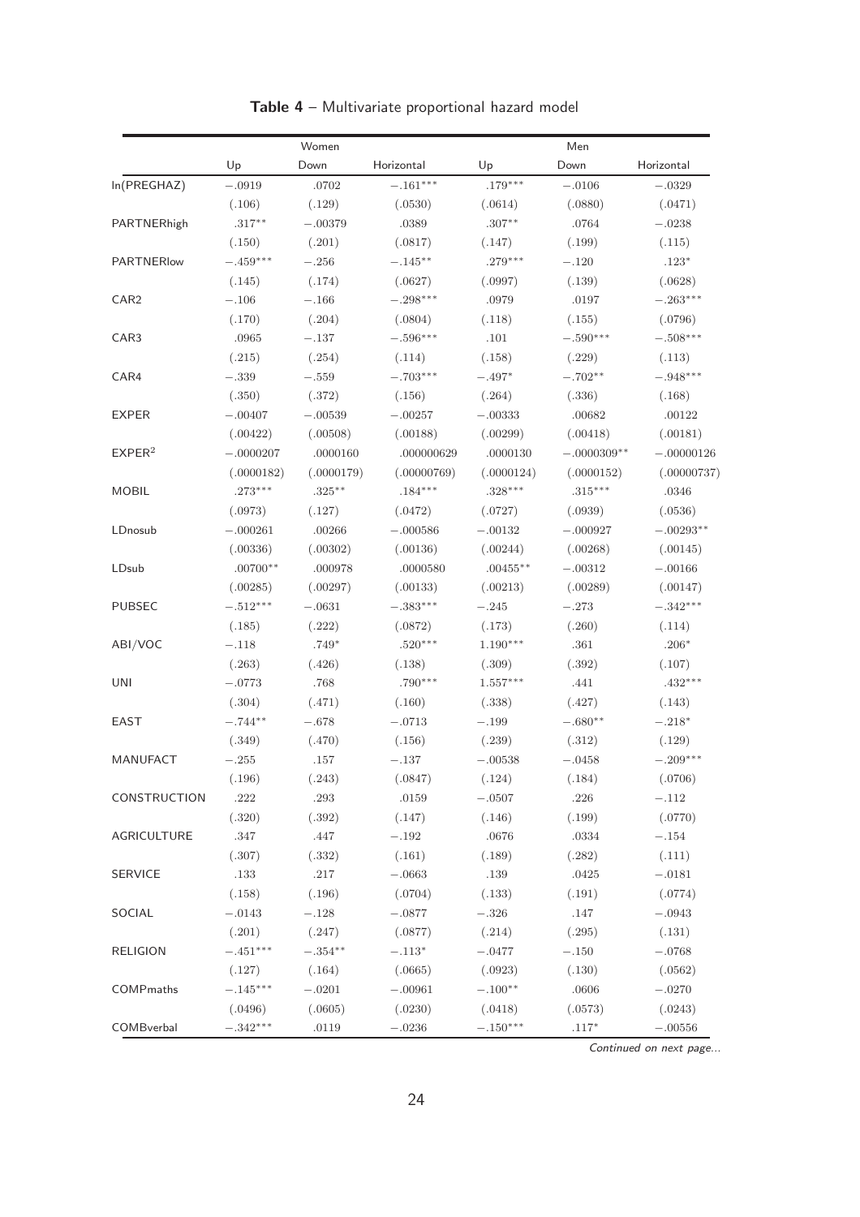**Table 4** – Multivariate proportional hazard model

| | Women | | | Men | | |
|---|---|---|---|---|---|---|
| | Up | Down | Horizontal | Up | Down | Horizontal |
| ln(PREGHAZ) | $-.0919$ | $.0702$ | $-.161^{***}$ | $.179^{***}$ | $-.0106$ | $-.0329$ |
| | (.106) | (.129) | (.0530) | (.0614) | (.0880) | (.0471) |
| PARTNERhigh | $.317^{**}$ | $-.00379$ | $.0389$ | $.307^{**}$ | $.0764$ | $-.0238$ |
| | (.150) | (.201) | (.0817) | (.147) | (.199) | (.115) |
| PARTNERlow | $-.459^{***}$ | $-.256$ | $-.145^{**}$ | $.279^{***}$ | $-.120$ | $.123^{*}$ |
| | (.145) | (.174) | (.0627) | (.0997) | (.139) | (.0628) |
| CAR2 | $-.106$ | $-.166$ | $-.298^{***}$ | $.0979$ | $.0197$ | $-.263^{***}$ |
| | (.170) | (.204) | (.0804) | (.118) | (.155) | (.0796) |
| CAR3 | $.0965$ | $-.137$ | $-.596^{***}$ | $.101$ | $-.590^{***}$ | $-.508^{***}$ |
| | (.215) | (.254) | (.114) | (.158) | (.229) | (.113) |
| CAR4 | $-.339$ | $-.559$ | $-.703^{***}$ | $-.497^{*}$ | $-.702^{**}$ | $-.948^{***}$ |
| | (.350) | (.372) | (.156) | (.264) | (.336) | (.168) |
| EXPER | $-.00407$ | $-.00539$ | $-.00257$ | $-.00333$ | $.00682$ | $.00122$ |
| | (.00422) | (.00508) | (.00188) | (.00299) | (.00418) | (.00181) |
| EXPER$^2$ | $-.0000207$ | $.0000160$ | $.000000629$ | $.0000130$ | $-.0000309^{**}$ | $-.00000126$ |
| | (.0000182) | (.0000179) | (.00000769) | (.0000124) | (.0000152) | (.00000737) |
| MOBIL | $.273^{***}$ | $.325^{**}$ | $.184^{***}$ | $.328^{***}$ | $.315^{***}$ | $.0346$ |
| | (.0973) | (.127) | (.0472) | (.0727) | (.0939) | (.0536) |
| LDnosub | $-.000261$ | $.00266$ | $-.000586$ | $-.00132$ | $-.000927$ | $-.00293^{**}$ |
| | (.00336) | (.00302) | (.00136) | (.00244) | (.00268) | (.00145) |
| LDsub | $.00700^{**}$ | $.000978$ | $.0000580$ | $.00455^{**}$ | $-.00312$ | $-.00166$ |
| | (.00285) | (.00297) | (.00133) | (.00213) | (.00289) | (.00147) |
| PUBSEC | $-.512^{***}$ | $-.0631$ | $-.383^{***}$ | $-.245$ | $-.273$ | $-.342^{***}$ |
| | (.185) | (.222) | (.0872) | (.173) | (.260) | (.114) |
| ABI/VOC | $-.118$ | $.749^{*}$ | $.520^{***}$ | $1.190^{***}$ | $.361$ | $.206^{*}$ |
| | (.263) | (.426) | (.138) | (.309) | (.392) | (.107) |
| UNI | $-.0773$ | $.768$ | $.790^{***}$ | $1.557^{***}$ | $.441$ | $.432^{***}$ |
| | (.304) | (.471) | (.160) | (.338) | (.427) | (.143) |
| EAST | $-.744^{**}$ | $-.678$ | $-.0713$ | $-.199$ | $-.680^{**}$ | $-.218^{*}$ |
| | (.349) | (.470) | (.156) | (.239) | (.312) | (.129) |
| MANUFACT | $-.255$ | $.157$ | $-.137$ | $-.00538$ | $-.0458$ | $-.209^{***}$ |
| | (.196) | (.243) | (.0847) | (.124) | (.184) | (.0706) |
| CONSTRUCTION | $.222$ | $.293$ | $.0159$ | $-.0507$ | $.226$ | $-.112$ |
| | (.320) | (.392) | (.147) | (.146) | (.199) | (.0770) |
| AGRICULTURE | $.347$ | $.447$ | $-.192$ | $.0676$ | $.0334$ | $-.154$ |
| | (.307) | (.332) | (.161) | (.189) | (.282) | (.111) |
| SERVICE | $.133$ | $.217$ | $-.0663$ | $.139$ | $.0425$ | $-.0181$ |
| | (.158) | (.196) | (.0704) | (.133) | (.191) | (.0774) |
| SOCIAL | $-.0143$ | $-.128$ | $-.0877$ | $-.326$ | $.147$ | $-.0943$ |
| | (.201) | (.247) | (.0877) | (.214) | (.295) | (.131) |
| RELIGION | $-.451^{***}$ | $-.354^{**}$ | $-.113^{*}$ | $-.0477$ | $-.150$ | $-.0768$ |
| | (.127) | (.164) | (.0665) | (.0923) | (.130) | (.0562) |
| COMPmaths | $-.145^{***}$ | $-.0201$ | $-.00961$ | $-.100^{**}$ | $.0606$ | $-.0270$ |
| | (.0496) | (.0605) | (.0230) | (.0418) | (.0573) | (.0243) |
| COMBverbal | $-.342^{***}$ | $.0119$ | $-.0236$ | $-.150^{***}$ | $.117^{*}$ | $-.00556$ |

*Continued on next page...*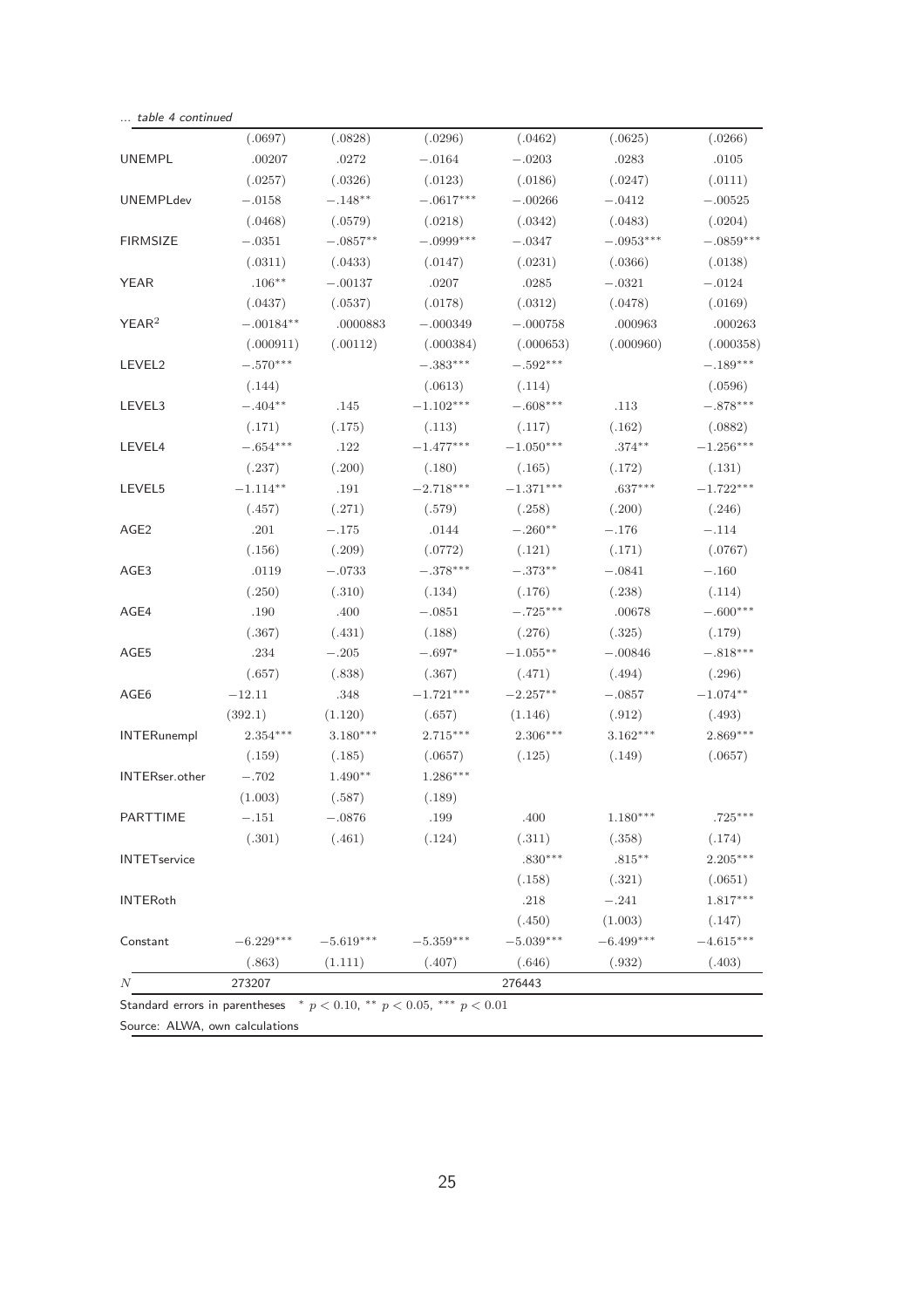*... table 4 continued*

| | | | | | | |
|---|---|---|---|---|---|---|
| | (.0697) | (.0828) | (.0296) | (.0462) | (.0625) | (.0266) |
| UNEMPL | .00207 | .0272 | −.0164 | −.0203 | .0283 | .0105 |
| | (.0257) | (.0326) | (.0123) | (.0186) | (.0247) | (.0111) |
| UNEMPLdev | −.0158 | −.148** | −.0617*** | −.00266 | −.0412 | −.00525 |
| | (.0468) | (.0579) | (.0218) | (.0342) | (.0483) | (.0204) |
| FIRMSIZE | −.0351 | −.0857** | −.0999*** | −.0347 | −.0953*** | −.0859*** |
| | (.0311) | (.0433) | (.0147) | (.0231) | (.0366) | (.0138) |
| YEAR | .106** | −.00137 | .0207 | .0285 | −.0321 | −.0124 |
| | (.0437) | (.0537) | (.0178) | (.0312) | (.0478) | (.0169) |
| YEAR$^2$ | −.00184** | .0000883 | −.000349 | −.000758 | .000963 | .000263 |
| | (.000911) | (.00112) | (.000384) | (.000653) | (.000960) | (.000358) |
| LEVEL2 | −.570*** | | −.383*** | −.592*** | | −.189*** |
| | (.144) | | (.0613) | (.114) | | (.0596) |
| LEVEL3 | −.404** | .145 | −1.102*** | −.608*** | .113 | −.878*** |
| | (.171) | (.175) | (.113) | (.117) | (.162) | (.0882) |
| LEVEL4 | −.654*** | .122 | −1.477*** | −1.050*** | .374** | −1.256*** |
| | (.237) | (.200) | (.180) | (.165) | (.172) | (.131) |
| LEVEL5 | −1.114** | .191 | −2.718*** | −1.371*** | .637*** | −1.722*** |
| | (.457) | (.271) | (.579) | (.258) | (.200) | (.246) |
| AGE2 | .201 | −.175 | .0144 | −.260** | −.176 | −.114 |
| | (.156) | (.209) | (.0772) | (.121) | (.171) | (.0767) |
| AGE3 | .0119 | −.0733 | −.378*** | −.373** | −.0841 | −.160 |
| | (.250) | (.310) | (.134) | (.176) | (.238) | (.114) |
| AGE4 | .190 | .400 | −.0851 | −.725*** | .00678 | −.600*** |
| | (.367) | (.431) | (.188) | (.276) | (.325) | (.179) |
| AGE5 | .234 | −.205 | −.697* | −1.055** | −.00846 | −.818*** |
| | (.657) | (.838) | (.367) | (.471) | (.494) | (.296) |
| AGE6 | −12.11 | .348 | −1.721*** | −2.257** | −.0857 | −1.074** |
| | (392.1) | (1.120) | (.657) | (1.146) | (.912) | (.493) |
| INTERunempl | 2.354*** | 3.180*** | 2.715*** | 2.306*** | 3.162*** | 2.869*** |
| | (.159) | (.185) | (.0657) | (.125) | (.149) | (.0657) |
| INTERser.other | −.702 | 1.490** | 1.286*** | | | |
| | (1.003) | (.587) | (.189) | | | |
| PARTTIME | −.151 | −.0876 | .199 | .400 | 1.180*** | .725*** |
| | (.301) | (.461) | (.124) | (.311) | (.358) | (.174) |
| INTETservice | | | | .830*** | .815** | 2.205*** |
| | | | | (.158) | (.321) | (.0651) |
| INTERoth | | | | .218 | −.241 | 1.817*** |
| | | | | (.450) | (1.003) | (.147) |
| Constant | −6.229*** | −5.619*** | −5.359*** | −5.039*** | −6.499*** | −4.615*** |
| | (.863) | (1.111) | (.407) | (.646) | (.932) | (.403) |
| $N$ | 273207 | | | 276443 | | |

Standard errors in parentheses * $p < 0.10$, ** $p < 0.05$, *** $p < 0.01$

Source: ALWA, own calculations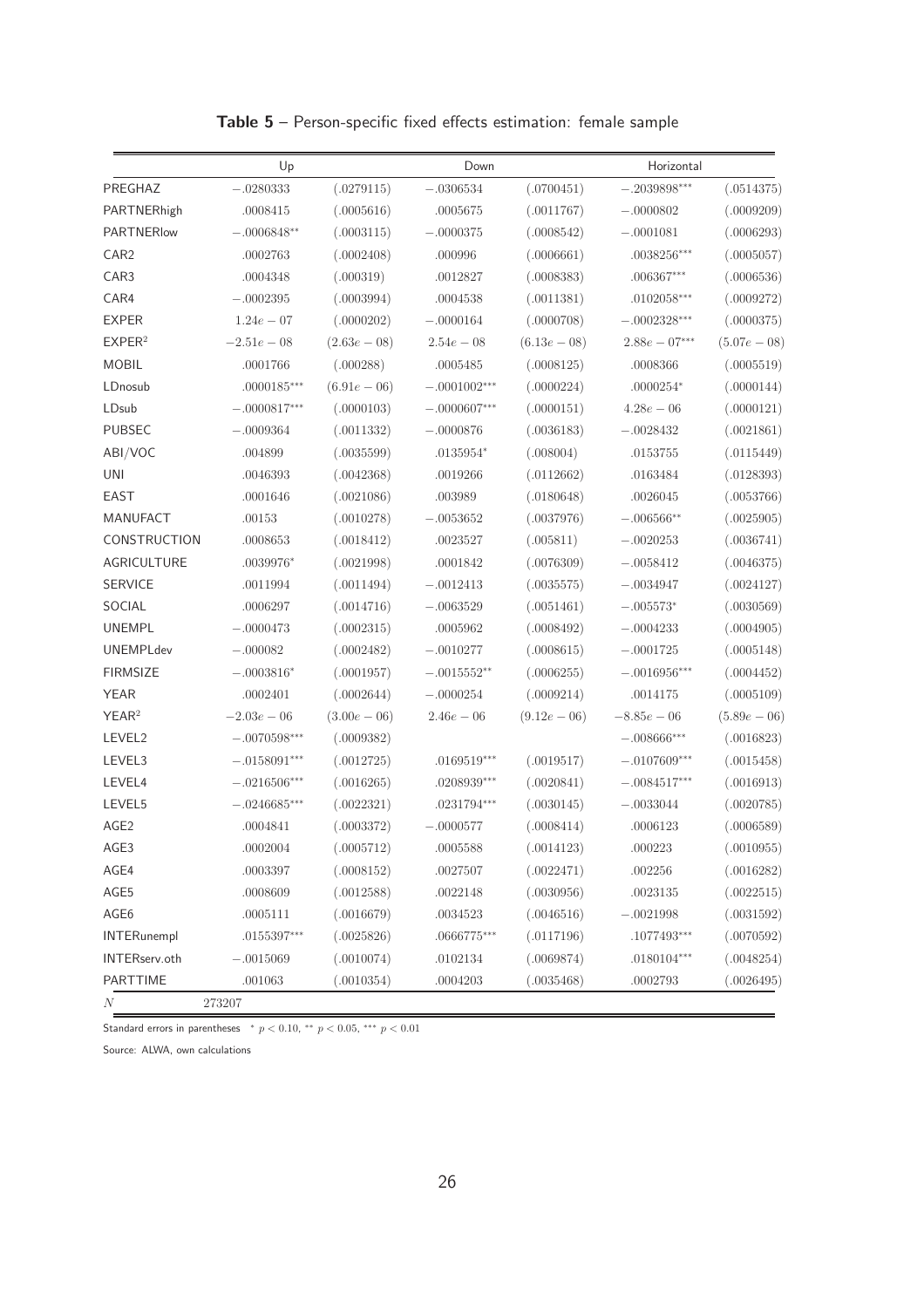**Table 5** – Person-specific fixed effects estimation: female sample

| | Up | | Down | | Horizontal | |
|---|---|---|---|---|---|---|
| PREGHAZ | −.0280333 | (.0279115) | −.0306534 | (.0700451) | −.2039898*** | (.0514375) |
| PARTNERhigh | .0008415 | (.0005616) | .0005675 | (.0011767) | −.0000802 | (.0009209) |
| PARTNERlow | −.0006848** | (.0003115) | −.0000375 | (.0008542) | −.0001081 | (.0006293) |
| CAR2 | .0002763 | (.0002408) | .000996 | (.0006661) | .0038256*** | (.0005057) |
| CAR3 | .0004348 | (.000319) | .0012827 | (.0008383) | .006367*** | (.0006536) |
| CAR4 | −.0002395 | (.0003994) | .0004538 | (.0011381) | .0102058*** | (.0009272) |
| EXPER | $1.24e-07$ | (.0000202) | −.0000164 | (.0000708) | −.0002328*** | (.0000375) |
| EXPER$^2$ | $-2.51e-08$ | $(2.63e-08)$ | $2.54e-08$ | $(6.13e-08)$ | $2.88e-07$*** | $(5.07e-08)$ |
| MOBIL | .0001766 | (.000288) | .0005485 | (.0008125) | .0008366 | (.0005519) |
| LDnosub | .0000185*** | $(6.91e-06)$ | −.0001002*** | (.0000224) | .0000254* | (.0000144) |
| LDsub | −.0000817*** | (.0000103) | −.0000607*** | (.0000151) | $4.28e-06$ | (.0000121) |
| PUBSEC | −.0009364 | (.0011332) | −.0000876 | (.0036183) | −.0028432 | (.0021861) |
| ABI/VOC | .004899 | (.0035599) | .0135954* | (.008004) | .0153755 | (.0115449) |
| UNI | .0046393 | (.0042368) | .0019266 | (.0112662) | .0163484 | (.0128393) |
| EAST | .0001646 | (.0021086) | .003989 | (.0180648) | .0026045 | (.0053766) |
| MANUFACT | .00153 | (.0010278) | −.0053652 | (.0037976) | −.006566** | (.0025905) |
| CONSTRUCTION | .0008653 | (.0018412) | .0023527 | (.005811) | −.0020253 | (.0036741) |
| AGRICULTURE | .0039976* | (.0021998) | .0001842 | (.0076309) | −.0058412 | (.0046375) |
| SERVICE | .0011994 | (.0011494) | −.0012413 | (.0035575) | −.0034947 | (.0024127) |
| SOCIAL | .0006297 | (.0014716) | −.0063529 | (.0051461) | −.005573* | (.0030569) |
| UNEMPL | −.0000473 | (.0002315) | .0005962 | (.0008492) | −.0004233 | (.0004905) |
| UNEMPLdev | −.000082 | (.0002482) | −.0010277 | (.0008615) | −.0001725 | (.0005148) |
| FIRMSIZE | −.0003816* | (.0001957) | −.0015552** | (.0006255) | −.0016956*** | (.0004452) |
| YEAR | .0002401 | (.0002644) | −.0000254 | (.0009214) | .0014175 | (.0005109) |
| YEAR$^2$ | $-2.03e-06$ | $(3.00e-06)$ | $2.46e-06$ | $(9.12e-06)$ | $-8.85e-06$ | $(5.89e-06)$ |
| LEVEL2 | −.0070598*** | (.0009382) | | | −.008666*** | (.0016823) |
| LEVEL3 | −.0158091*** | (.0012725) | .0169519*** | (.0019517) | −.0107609*** | (.0015458) |
| LEVEL4 | −.0216506*** | (.0016265) | .0208939*** | (.0020841) | −.0084517*** | (.0016913) |
| LEVEL5 | −.0246685*** | (.0022321) | .0231794*** | (.0030145) | −.0033044 | (.0020785) |
| AGE2 | .0004841 | (.0003372) | −.0000577 | (.0008414) | .0006123 | (.0006589) |
| AGE3 | .0002004 | (.0005712) | .0005588 | (.0014123) | .000223 | (.0010955) |
| AGE4 | .0003397 | (.0008152) | .0027507 | (.0022471) | .002256 | (.0016282) |
| AGE5 | .0008609 | (.0012588) | .0022148 | (.0030956) | .0023135 | (.0022515) |
| AGE6 | .0005111 | (.0016679) | .0034523 | (.0046516) | −.0021998 | (.0031592) |
| INTERunempl | .0155397*** | (.0025826) | .0666775*** | (.0117196) | .1077493*** | (.0070592) |
| INTERserv.oth | −.0015069 | (.0010074) | .0102134 | (.0069874) | .0180104*** | (.0048254) |
| PARTTIME | .001063 | (.0010354) | .0004203 | (.0035468) | .0002793 | (.0026495) |
| $N$ | 273207 | | | | | |

Standard errors in parentheses * $p < 0.10$, ** $p < 0.05$, *** $p < 0.01$

Source: ALWA, own calculations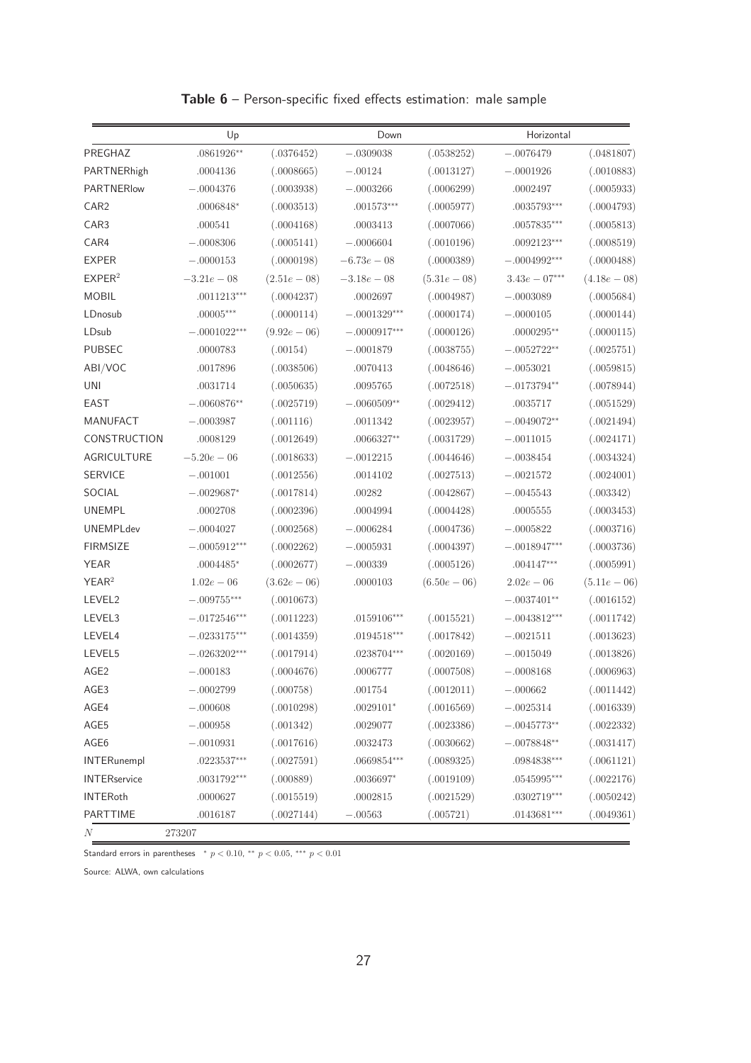**Table 6** – Person-specific fixed effects estimation: male sample

| | Up | | Down | | Horizontal | |
|---|---|---|---|---|---|---|
| PREGHAZ | .0861926** | (.0376452) | −.0309038 | (.0538252) | −.0076479 | (.0481807) |
| PARTNERhigh | .0004136 | (.0008665) | −.00124 | (.0013127) | −.0001926 | (.0010883) |
| PARTNERlow | −.0004376 | (.0003938) | −.0003266 | (.0006299) | .0002497 | (.0005933) |
| CAR2 | .0006848* | (.0003513) | .001573*** | (.0005977) | .0035793*** | (.0004793) |
| CAR3 | .000541 | (.0004168) | .0003413 | (.0007066) | .0057835*** | (.0005813) |
| CAR4 | −.0008306 | (.0005141) | −.0006604 | (.0010196) | .0092123*** | (.0008519) |
| EXPER | −.0000153 | (.0000198) | $-6.73e-08$ | (.0000389) | −.0004992*** | (.0000488) |
| EXPER$^2$ | $-3.21e-08$ | $(2.51e-08)$ | $-3.18e-08$ | $(5.31e-08)$ | $3.43e-07$*** | $(4.18e-08)$ |
| MOBIL | .0011213*** | (.0004237) | .0002697 | (.0004987) | −.0003089 | (.0005684) |
| LDnosub | .00005*** | (.0000114) | −.0001329*** | (.0000174) | −.0000105 | (.0000144) |
| LDsub | −.0001022*** | $(9.92e-06)$ | −.0000917*** | (.0000126) | .0000295** | (.0000115) |
| PUBSEC | .0000783 | (.00154) | −.0001879 | (.0038755) | −.0052722** | (.0025751) |
| ABI/VOC | .0017896 | (.0038506) | .0070413 | (.0048646) | −.0053021 | (.0059815) |
| UNI | .0031714 | (.0050635) | .0095765 | (.0072518) | −.0173794** | (.0078944) |
| EAST | −.0060876** | (.0025719) | −.0060509** | (.0029412) | .0035717 | (.0051529) |
| MANUFACT | −.0003987 | (.001116) | .0011342 | (.0023957) | −.0049072** | (.0021494) |
| CONSTRUCTION | .0008129 | (.0012649) | .0066327** | (.0031729) | −.0011015 | (.0024171) |
| AGRICULTURE | $-5.20e-06$ | (.0018633) | −.0012215 | (.0044646) | −.0038454 | (.0034324) |
| SERVICE | −.001001 | (.0012556) | .0014102 | (.0027513) | −.0021572 | (.0024001) |
| SOCIAL | −.0029687* | (.0017814) | .00282 | (.0042867) | −.0045543 | (.003342) |
| UNEMPL | .0002708 | (.0002396) | .0004994 | (.0004428) | .0005555 | (.0003453) |
| UNEMPLdev | −.0004027 | (.0002568) | −.0006284 | (.0004736) | −.0005822 | (.0003716) |
| FIRMSIZE | −.0005912*** | (.0002262) | −.0005931 | (.0004397) | −.0018947*** | (.0003736) |
| YEAR | .0004485* | (.0002677) | −.000339 | (.0005126) | .004147*** | (.0005991) |
| YEAR$^2$ | $1.02e-06$ | $(3.62e-06)$ | .0000103 | $(6.50e-06)$ | $2.02e-06$ | $(5.11e-06)$ |
| LEVEL2 | −.009755*** | (.0010673) | | | −.0037401** | (.0016152) |
| LEVEL3 | −.0172546*** | (.0011223) | .0159106*** | (.0015521) | −.0043812*** | (.0011742) |
| LEVEL4 | −.0233175*** | (.0014359) | .0194518*** | (.0017842) | −.0021511 | (.0013623) |
| LEVEL5 | −.0263202*** | (.0017914) | .0238704*** | (.0020169) | −.0015049 | (.0013826) |
| AGE2 | −.000183 | (.0004676) | .0006777 | (.0007508) | −.0008168 | (.0006963) |
| AGE3 | −.0002799 | (.000758) | .001754 | (.0012011) | −.000662 | (.0011442) |
| AGE4 | −.000608 | (.0010298) | .0029101* | (.0016569) | −.0025314 | (.0016339) |
| AGE5 | −.000958 | (.001342) | .0029077 | (.0023386) | −.0045773** | (.0022332) |
| AGE6 | −.0010931 | (.0017616) | .0032473 | (.0030662) | −.0078848** | (.0031417) |
| INTERunempl | .0223537*** | (.0027591) | .0669854*** | (.0089325) | .0984838*** | (.0061121) |
| INTERservice | .0031792*** | (.000889) | .0036697* | (.0019109) | .0545995*** | (.0022176) |
| INTERoth | .0000627 | (.0015519) | .0002815 | (.0021529) | .0302719*** | (.0050242) |
| PARTTIME | .0016187 | (.0027144) | −.00563 | (.005721) | .0143681*** | (.0049361) |
| $N$ | 273207 | | | | | |

Standard errors in parentheses * $p < 0.10$, ** $p < 0.05$, *** $p < 0.01$

Source: ALWA, own calculations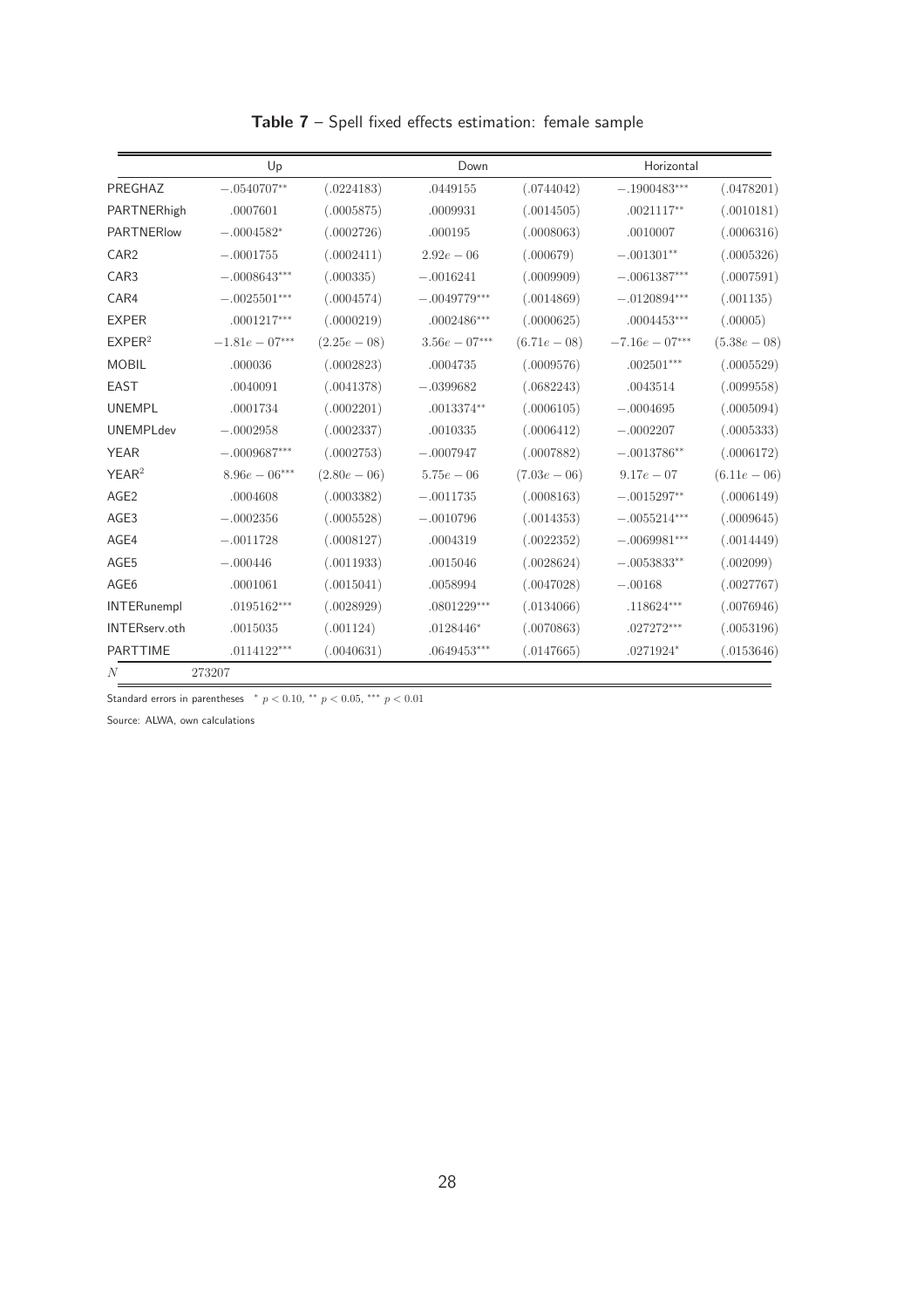**Table 7** – Spell fixed effects estimation: female sample

| | Up | | Down | | Horizontal | |
|---|---|---|---|---|---|---|
| PREGHAZ | $-.0540707^{**}$ | $(.0224183)$ | $.0449155$ | $(.0744042)$ | $-.1900483^{***}$ | $(.0478201)$ |
| PARTNERhigh | $.0007601$ | $(.0005875)$ | $.0009931$ | $(.0014505)$ | $.0021117^{**}$ | $(.0010181)$ |
| PARTNERlow | $-.0004582^{*}$ | $(.0002726)$ | $.000195$ | $(.0008063)$ | $.0010007$ | $(.0006316)$ |
| CAR2 | $-.0001755$ | $(.0002411)$ | $2.92e-06$ | $(.000679)$ | $-.001301^{**}$ | $(.0005326)$ |
| CAR3 | $-.0008643^{***}$ | $(.000335)$ | $-.0016241$ | $(.0009909)$ | $-.0061387^{***}$ | $(.0007591)$ |
| CAR4 | $-.0025501^{***}$ | $(.0004574)$ | $-.0049779^{***}$ | $(.0014869)$ | $-.0120894^{***}$ | $(.001135)$ |
| EXPER | $.0001217^{***}$ | $(.0000219)$ | $.0002486^{***}$ | $(.0000625)$ | $.0004453^{***}$ | $(.00005)$ |
| EXPER$^2$ | $-1.81e-07^{***}$ | $(2.25e-08)$ | $3.56e-07^{***}$ | $(6.71e-08)$ | $-7.16e-07^{***}$ | $(5.38e-08)$ |
| MOBIL | $.000036$ | $(.0002823)$ | $.0004735$ | $(.0009576)$ | $.002501^{***}$ | $(.0005529)$ |
| EAST | $.0040091$ | $(.0041378)$ | $-.0399682$ | $(.0682243)$ | $.0043514$ | $(.0099558)$ |
| UNEMPL | $.0001734$ | $(.0002201)$ | $.0013374^{**}$ | $(.0006105)$ | $-.0004695$ | $(.0005094)$ |
| UNEMPLdev | $-.0002958$ | $(.0002337)$ | $.0010335$ | $(.0006412)$ | $-.0002207$ | $(.0005333)$ |
| YEAR | $-.0009687^{***}$ | $(.0002753)$ | $-.0007947$ | $(.0007882)$ | $-.0013786^{**}$ | $(.0006172)$ |
| YEAR$^2$ | $8.96e-06^{***}$ | $(2.80e-06)$ | $5.75e-06$ | $(7.03e-06)$ | $9.17e-07$ | $(6.11e-06)$ |
| AGE2 | $.0004608$ | $(.0003382)$ | $-.0011735$ | $(.0008163)$ | $-.0015297^{**}$ | $(.0006149)$ |
| AGE3 | $-.0002356$ | $(.0005528)$ | $-.0010796$ | $(.0014353)$ | $-.0055214^{***}$ | $(.0009645)$ |
| AGE4 | $-.0011728$ | $(.0008127)$ | $.0004319$ | $(.0022352)$ | $-.0069981^{***}$ | $(.0014449)$ |
| AGE5 | $-.000446$ | $(.0011933)$ | $.0015046$ | $(.0028624)$ | $-.0053833^{**}$ | $(.002099)$ |
| AGE6 | $.0001061$ | $(.0015041)$ | $.0058994$ | $(.0047028)$ | $-.00168$ | $(.0027767)$ |
| INTERunempl | $.0195162^{***}$ | $(.0028929)$ | $.0801229^{***}$ | $(.0134066)$ | $.118624^{***}$ | $(.0076946)$ |
| INTERserv.oth | $.0015035$ | $(.001124)$ | $.0128446^{*}$ | $(.0070863)$ | $.027272^{***}$ | $(.0053196)$ |
| PARTTIME | $.0114122^{***}$ | $(.0040631)$ | $.0649453^{***}$ | $(.0147665)$ | $.0271924^{*}$ | $(.0153646)$ |
| $N$ | 273207 | | | | | |

Standard errors in parentheses $^{*}$ $p < 0.10$, $^{**}$ $p < 0.05$, $^{***}$ $p < 0.01$

Source: ALWA, own calculations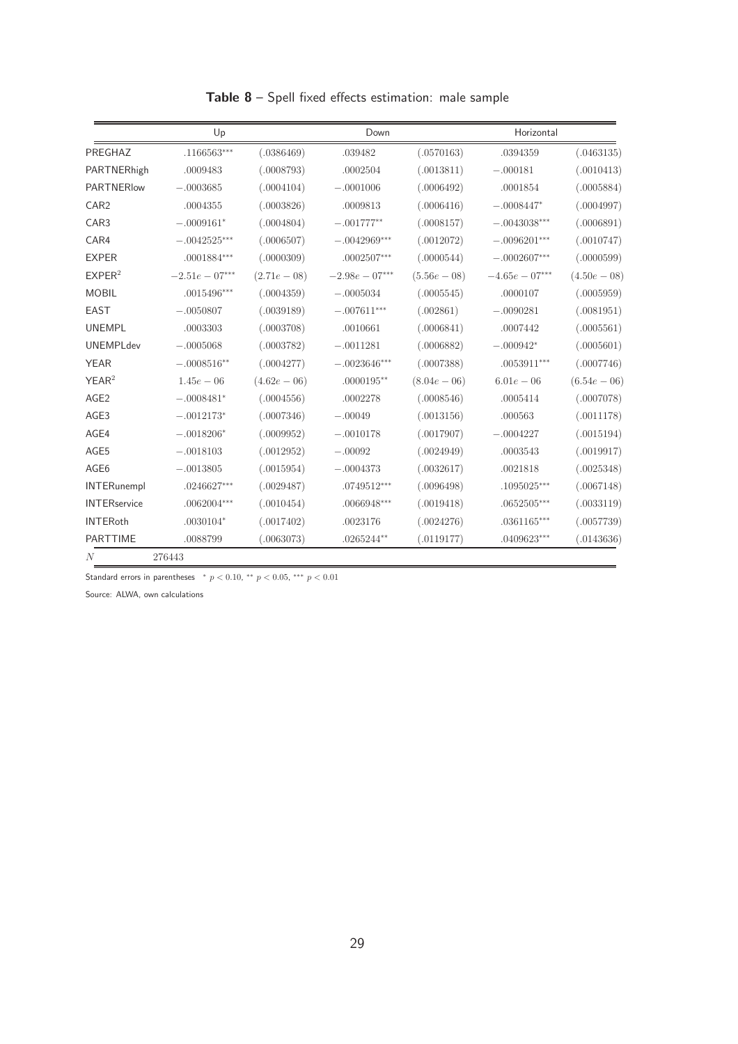**Table 8** – Spell fixed effects estimation: male sample

| | Up | | Down | | Horizontal | |
|---|---|---|---|---|---|---|
| PREGHAZ | .1166563*** | (.0386469) | .039482 | (.0570163) | .0394359 | (.0463135) |
| PARTNERhigh | .0009483 | (.0008793) | .0002504 | (.0013811) | −.000181 | (.0010413) |
| PARTNERlow | −.0003685 | (.0004104) | −.0001006 | (.0006492) | .0001854 | (.0005884) |
| CAR2 | .0004355 | (.0003826) | .0009813 | (.0006416) | −.0008447* | (.0004997) |
| CAR3 | −.0009161* | (.0004804) | −.001777** | (.0008157) | −.0043038*** | (.0006891) |
| CAR4 | −.0042525*** | (.0006507) | −.0042969*** | (.0012072) | −.0096201*** | (.0010747) |
| EXPER | .0001884*** | (.0000309) | .0002507*** | (.0000544) | −.0002607*** | (.0000599) |
| $\text{EXPER}^2$ | $-2.51e-07$*** | $(2.71e-08)$ | $-2.98e-07$*** | $(5.56e-08)$ | $-4.65e-07$*** | $(4.50e-08)$ |
| MOBIL | .0015496*** | (.0004359) | −.0005034 | (.0005545) | .0000107 | (.0005959) |
| EAST | −.0050807 | (.0039189) | −.007611*** | (.002861) | −.0090281 | (.0081951) |
| UNEMPL | .0003303 | (.0003708) | .0010661 | (.0006841) | .0007442 | (.0005561) |
| UNEMPLdev | −.0005068 | (.0003782) | −.0011281 | (.0006882) | −.000942* | (.0005601) |
| YEAR | −.0008516** | (.0004277) | −.0023646*** | (.0007388) | .0053911*** | (.0007746) |
| $\text{YEAR}^2$ | $1.45e-06$ | $(4.62e-06)$ | .0000195** | $(8.04e-06)$ | $6.01e-06$ | $(6.54e-06)$ |
| AGE2 | −.0008481* | (.0004556) | .0002278 | (.0008546) | .0005414 | (.0007078) |
| AGE3 | −.0012173* | (.0007346) | −.00049 | (.0013156) | .000563 | (.0011178) |
| AGE4 | −.0018206* | (.0009952) | −.0010178 | (.0017907) | −.0004227 | (.0015194) |
| AGE5 | −.0018103 | (.0012952) | −.00092 | (.0024949) | .0003543 | (.0019917) |
| AGE6 | −.0013805 | (.0015954) | −.0004373 | (.0032617) | .0021818 | (.0025348) |
| INTERunempl | .0246627*** | (.0029487) | .0749512*** | (.0096498) | .1095025*** | (.0067148) |
| INTERservice | .0062004*** | (.0010454) | .0066948*** | (.0019418) | .0652505*** | (.0033119) |
| INTERoth | .0030104* | (.0017402) | .0023176 | (.0024276) | .0361165*** | (.0057739) |
| PARTTIME | .0088799 | (.0063073) | .0265244** | (.0119177) | .0409623*** | (.0143636) |
| $N$ | 276443 | | | | | |

Standard errors in parentheses * $p < 0.10$, ** $p < 0.05$, *** $p < 0.01$

Source: ALWA, own calculations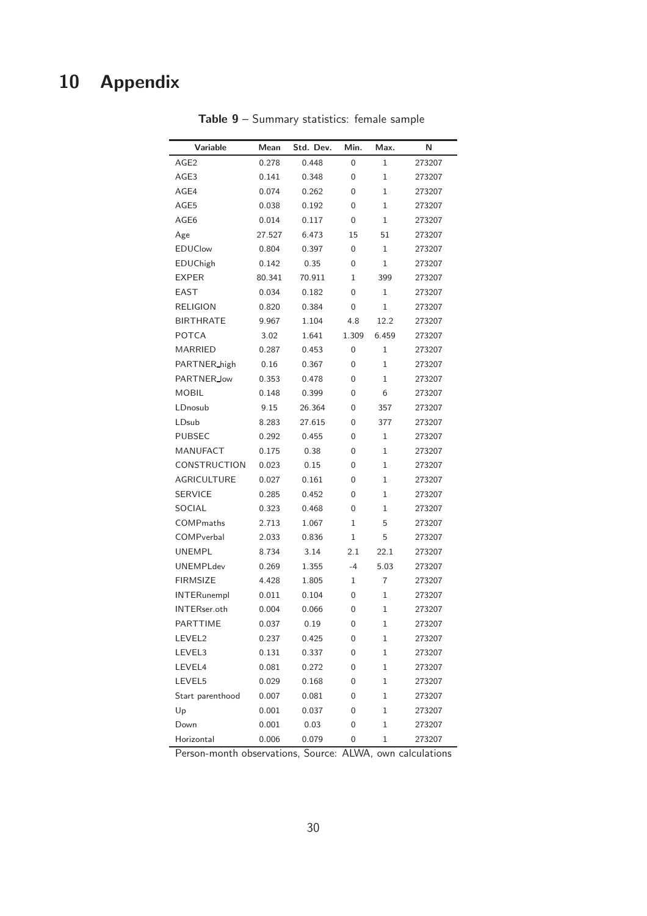# 10 Appendix

**Table 9** – Summary statistics: female sample

| Variable | Mean | Std. Dev. | Min. | Max. | N |
|---|---|---|---|---|---|
| AGE2 | 0.278 | 0.448 | 0 | 1 | 273207 |
| AGE3 | 0.141 | 0.348 | 0 | 1 | 273207 |
| AGE4 | 0.074 | 0.262 | 0 | 1 | 273207 |
| AGE5 | 0.038 | 0.192 | 0 | 1 | 273207 |
| AGE6 | 0.014 | 0.117 | 0 | 1 | 273207 |
| Age | 27.527 | 6.473 | 15 | 51 | 273207 |
| EDUClow | 0.804 | 0.397 | 0 | 1 | 273207 |
| EDUChigh | 0.142 | 0.35 | 0 | 1 | 273207 |
| EXPER | 80.341 | 70.911 | 1 | 399 | 273207 |
| EAST | 0.034 | 0.182 | 0 | 1 | 273207 |
| RELIGION | 0.820 | 0.384 | 0 | 1 | 273207 |
| BIRTHRATE | 9.967 | 1.104 | 4.8 | 12.2 | 273207 |
| POTCA | 3.02 | 1.641 | 1.309 | 6.459 | 273207 |
| MARRIED | 0.287 | 0.453 | 0 | 1 | 273207 |
| PARTNER_high | 0.16 | 0.367 | 0 | 1 | 273207 |
| PARTNER_low | 0.353 | 0.478 | 0 | 1 | 273207 |
| MOBIL | 0.148 | 0.399 | 0 | 6 | 273207 |
| LDnosub | 9.15 | 26.364 | 0 | 357 | 273207 |
| LDsub | 8.283 | 27.615 | 0 | 377 | 273207 |
| PUBSEC | 0.292 | 0.455 | 0 | 1 | 273207 |
| MANUFACT | 0.175 | 0.38 | 0 | 1 | 273207 |
| CONSTRUCTION | 0.023 | 0.15 | 0 | 1 | 273207 |
| AGRICULTURE | 0.027 | 0.161 | 0 | 1 | 273207 |
| SERVICE | 0.285 | 0.452 | 0 | 1 | 273207 |
| SOCIAL | 0.323 | 0.468 | 0 | 1 | 273207 |
| COMPmaths | 2.713 | 1.067 | 1 | 5 | 273207 |
| COMPverbal | 2.033 | 0.836 | 1 | 5 | 273207 |
| UNEMPL | 8.734 | 3.14 | 2.1 | 22.1 | 273207 |
| UNEMPLdev | 0.269 | 1.355 | -4 | 5.03 | 273207 |
| FIRMSIZE | 4.428 | 1.805 | 1 | 7 | 273207 |
| INTERunempl | 0.011 | 0.104 | 0 | 1 | 273207 |
| INTERser.oth | 0.004 | 0.066 | 0 | 1 | 273207 |
| PARTTIME | 0.037 | 0.19 | 0 | 1 | 273207 |
| LEVEL2 | 0.237 | 0.425 | 0 | 1 | 273207 |
| LEVEL3 | 0.131 | 0.337 | 0 | 1 | 273207 |
| LEVEL4 | 0.081 | 0.272 | 0 | 1 | 273207 |
| LEVEL5 | 0.029 | 0.168 | 0 | 1 | 273207 |
| Start parenthood | 0.007 | 0.081 | 0 | 1 | 273207 |
| Up | 0.001 | 0.037 | 0 | 1 | 273207 |
| Down | 0.001 | 0.03 | 0 | 1 | 273207 |
| Horizontal | 0.006 | 0.079 | 0 | 1 | 273207 |

Person-month observations, Source: ALWA, own calculations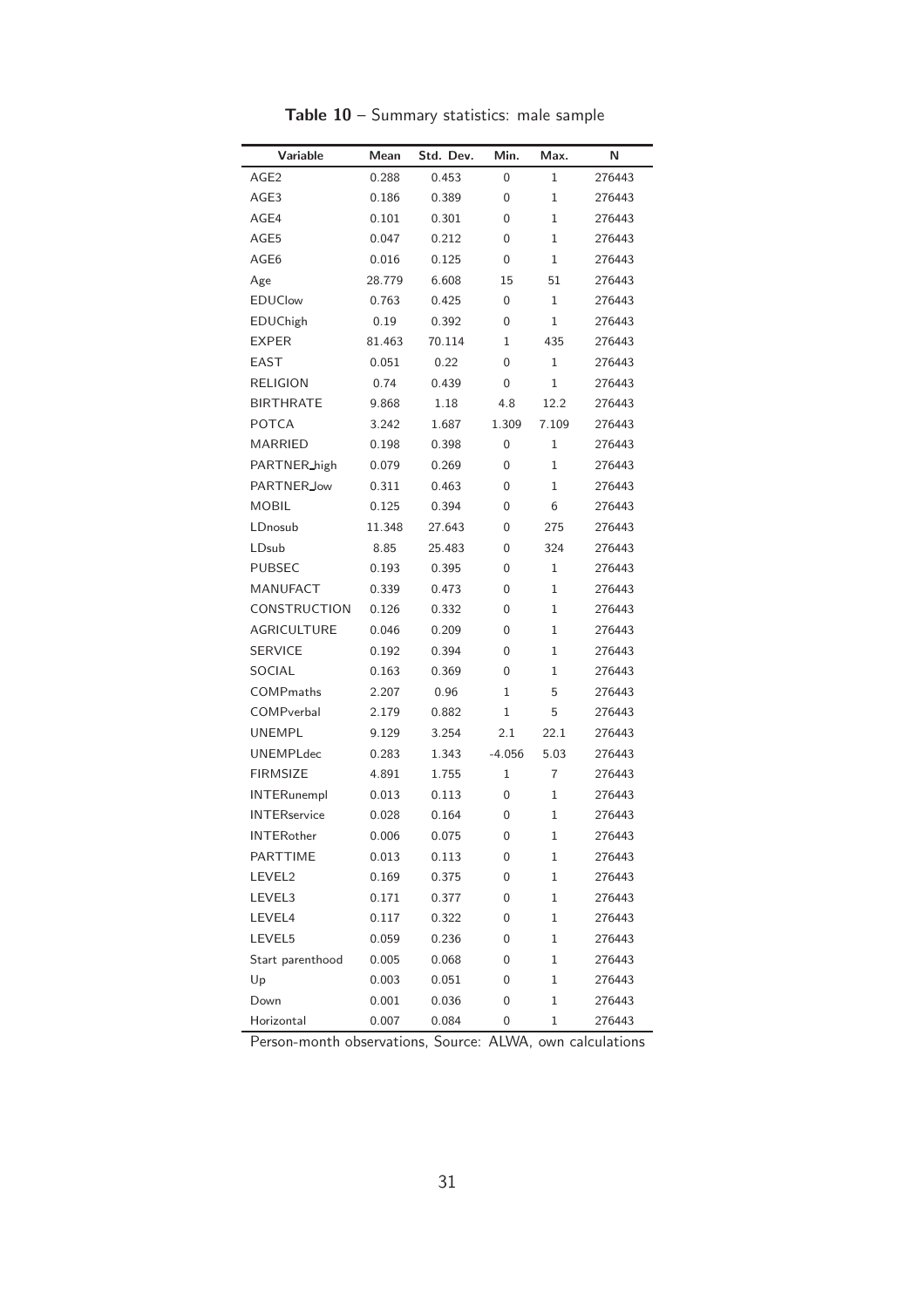**Table 10** – Summary statistics: male sample

| Variable | Mean | Std. Dev. | Min. | Max. | N |
|---|---|---|---|---|---|
| AGE2 | 0.288 | 0.453 | 0 | 1 | 276443 |
| AGE3 | 0.186 | 0.389 | 0 | 1 | 276443 |
| AGE4 | 0.101 | 0.301 | 0 | 1 | 276443 |
| AGE5 | 0.047 | 0.212 | 0 | 1 | 276443 |
| AGE6 | 0.016 | 0.125 | 0 | 1 | 276443 |
| Age | 28.779 | 6.608 | 15 | 51 | 276443 |
| EDUClow | 0.763 | 0.425 | 0 | 1 | 276443 |
| EDUChigh | 0.19 | 0.392 | 0 | 1 | 276443 |
| EXPER | 81.463 | 70.114 | 1 | 435 | 276443 |
| EAST | 0.051 | 0.22 | 0 | 1 | 276443 |
| RELIGION | 0.74 | 0.439 | 0 | 1 | 276443 |
| BIRTHRATE | 9.868 | 1.18 | 4.8 | 12.2 | 276443 |
| POTCA | 3.242 | 1.687 | 1.309 | 7.109 | 276443 |
| MARRIED | 0.198 | 0.398 | 0 | 1 | 276443 |
| PARTNER_high | 0.079 | 0.269 | 0 | 1 | 276443 |
| PARTNER_low | 0.311 | 0.463 | 0 | 1 | 276443 |
| MOBIL | 0.125 | 0.394 | 0 | 6 | 276443 |
| LDnosub | 11.348 | 27.643 | 0 | 275 | 276443 |
| LDsub | 8.85 | 25.483 | 0 | 324 | 276443 |
| PUBSEC | 0.193 | 0.395 | 0 | 1 | 276443 |
| MANUFACT | 0.339 | 0.473 | 0 | 1 | 276443 |
| CONSTRUCTION | 0.126 | 0.332 | 0 | 1 | 276443 |
| AGRICULTURE | 0.046 | 0.209 | 0 | 1 | 276443 |
| SERVICE | 0.192 | 0.394 | 0 | 1 | 276443 |
| SOCIAL | 0.163 | 0.369 | 0 | 1 | 276443 |
| COMPmaths | 2.207 | 0.96 | 1 | 5 | 276443 |
| COMPverbal | 2.179 | 0.882 | 1 | 5 | 276443 |
| UNEMPL | 9.129 | 3.254 | 2.1 | 22.1 | 276443 |
| UNEMPLdec | 0.283 | 1.343 | -4.056 | 5.03 | 276443 |
| FIRMSIZE | 4.891 | 1.755 | 1 | 7 | 276443 |
| INTERunempl | 0.013 | 0.113 | 0 | 1 | 276443 |
| INTERservice | 0.028 | 0.164 | 0 | 1 | 276443 |
| INTERother | 0.006 | 0.075 | 0 | 1 | 276443 |
| PARTTIME | 0.013 | 0.113 | 0 | 1 | 276443 |
| LEVEL2 | 0.169 | 0.375 | 0 | 1 | 276443 |
| LEVEL3 | 0.171 | 0.377 | 0 | 1 | 276443 |
| LEVEL4 | 0.117 | 0.322 | 0 | 1 | 276443 |
| LEVEL5 | 0.059 | 0.236 | 0 | 1 | 276443 |
| Start parenthood | 0.005 | 0.068 | 0 | 1 | 276443 |
| Up | 0.003 | 0.051 | 0 | 1 | 276443 |
| Down | 0.001 | 0.036 | 0 | 1 | 276443 |
| Horizontal | 0.007 | 0.084 | 0 | 1 | 276443 |

Person-month observations, Source: ALWA, own calculations